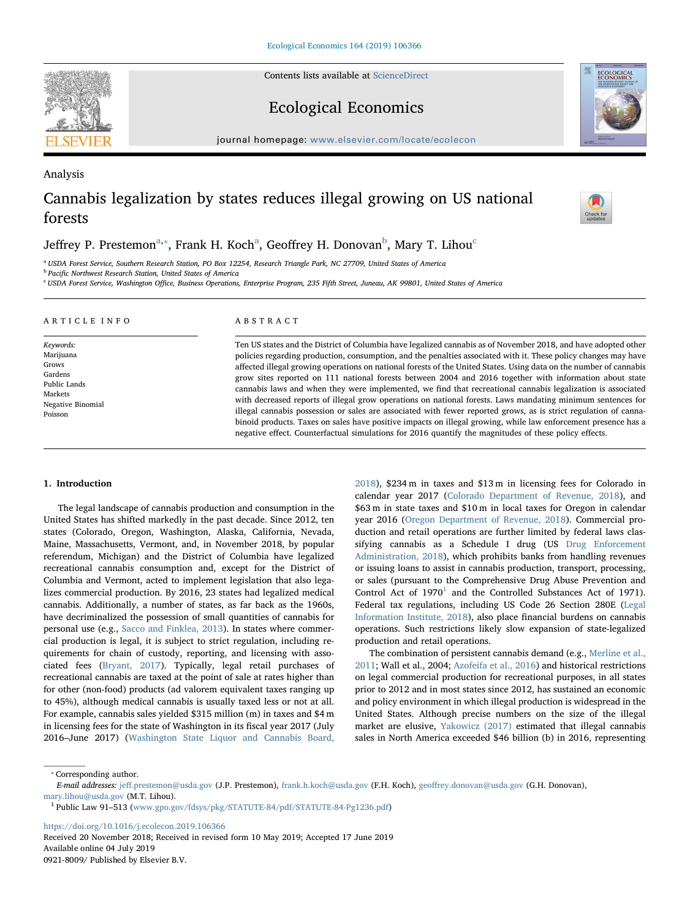Analysis

# Cannabis legalization by states reduces illegal growing on US national forests

Jeffrey P. Prestemon[a,*], Frank H. Koch[a], Geoffrey H. Donovan[b], Mary T. Lihou[c]

[a] USDA Forest Service, Southern Research Station, PO Box 12254, Research Triangle Park, NC 27709, United States of America

[b] Pacific Northwest Research Station, United States of America

[c] USDA Forest Service, Washington Office, Business Operations, Enterprise Program, 235 Fifth Street, Juneau, AK 99801, United States of America

## ARTICLE INFO

*Keywords:*
Marijuana
Grows
Gardens
Public Lands
Markets
Negative Binomial
Poisson

## ABSTRACT

Ten US states and the District of Columbia have legalized cannabis as of November 2018, and have adopted other policies regarding production, consumption, and the penalties associated with it. These policy changes may have affected illegal growing operations on national forests of the United States. Using data on the number of cannabis grow sites reported on 111 national forests between 2004 and 2016 together with information about state cannabis laws and when they were implemented, we find that recreational cannabis legalization is associated with decreased reports of illegal grow operations on national forests. Laws mandating minimum sentences for illegal cannabis possession or sales are associated with fewer reported grows, as is strict regulation of cannabinoid products. Taxes on sales have positive impacts on illegal growing, while law enforcement presence has a negative effect. Counterfactual simulations for 2016 quantify the magnitudes of these policy effects.

## 1. Introduction

The legal landscape of cannabis production and consumption in the United States has shifted markedly in the past decade. Since 2012, ten states (Colorado, Oregon, Washington, Alaska, California, Nevada, Maine, Massachusetts, Vermont, and, in November 2018, by popular referendum, Michigan) and the District of Columbia have legalized recreational cannabis consumption and, except for the District of Columbia and Vermont, acted to implement legislation that also legalizes commercial production. By 2016, 23 states had legalized medical cannabis. Additionally, a number of states, as far back as the 1960s, have decriminalized the possession of small quantities of cannabis for personal use (e.g., Sacco and Finklea, 2013). In states where commercial production is legal, it is subject to strict regulation, including requirements for chain of custody, reporting, and licensing with associated fees (Bryant, 2017). Typically, legal retail purchases of recreational cannabis are taxed at the point of sale at rates higher than for other (non-food) products (ad valorem equivalent taxes ranging up to 45%), although medical cannabis is usually taxed less or not at all. For example, cannabis sales yielded \$315 million (m) in taxes and \$4 m in licensing fees for the state of Washington in its fiscal year 2017 (July 2016–June 2017) (Washington State Liquor and Cannabis Board, 2018), \$234 m in taxes and \$13 m in licensing fees for Colorado in calendar year 2017 (Colorado Department of Revenue, 2018), and \$63 m in state taxes and \$10 m in local taxes for Oregon in calendar year 2016 (Oregon Department of Revenue, 2018). Commercial production and retail operations are further limited by federal laws classifying cannabis as a Schedule I drug (US Drug Enforcement Administration, 2018), which prohibits banks from handling revenues or issuing loans to assist in cannabis production, transport, processing, or sales (pursuant to the Comprehensive Drug Abuse Prevention and Control Act of 1970[1] and the Controlled Substances Act of 1971). Federal tax regulations, including US Code 26 Section 280E (Legal Information Institute, 2018), also place financial burdens on cannabis operations. Such restrictions likely slow expansion of state-legalized production and retail operations.

The combination of persistent cannabis demand (e.g., Merline et al., 2011; Wall et al., 2004; Azofeifa et al., 2016) and historical restrictions on legal commercial production for recreational purposes, in all states prior to 2012 and in most states since 2012, has sustained an economic and policy environment in which illegal production is widespread in the United States. Although precise numbers on the size of the illegal market are elusive, Yakowicz (2017) estimated that illegal cannabis sales in North America exceeded \$46 billion (b) in 2016, representing

---

* Corresponding author.
*E-mail addresses:* jeff.prestemon@usda.gov (J.P. Prestemon), frank.h.koch@usda.gov (F.H. Koch), geoffrey.donovan@usda.gov (G.H. Donovan), mary.lihou@usda.gov (M.T. Lihou).

[1] Public Law 91–513 (www.gpo.gov/fdsys/pkg/STATUTE-84/pdf/STATUTE-84-Pg1236.pdf)

https://doi.org/10.1016/j.ecolecon.2019.106366
Received 20 November 2018; Received in revised form 10 May 2019; Accepted 17 June 2019
Available online 04 July 2019
0921-8009/ Published by Elsevier B.V.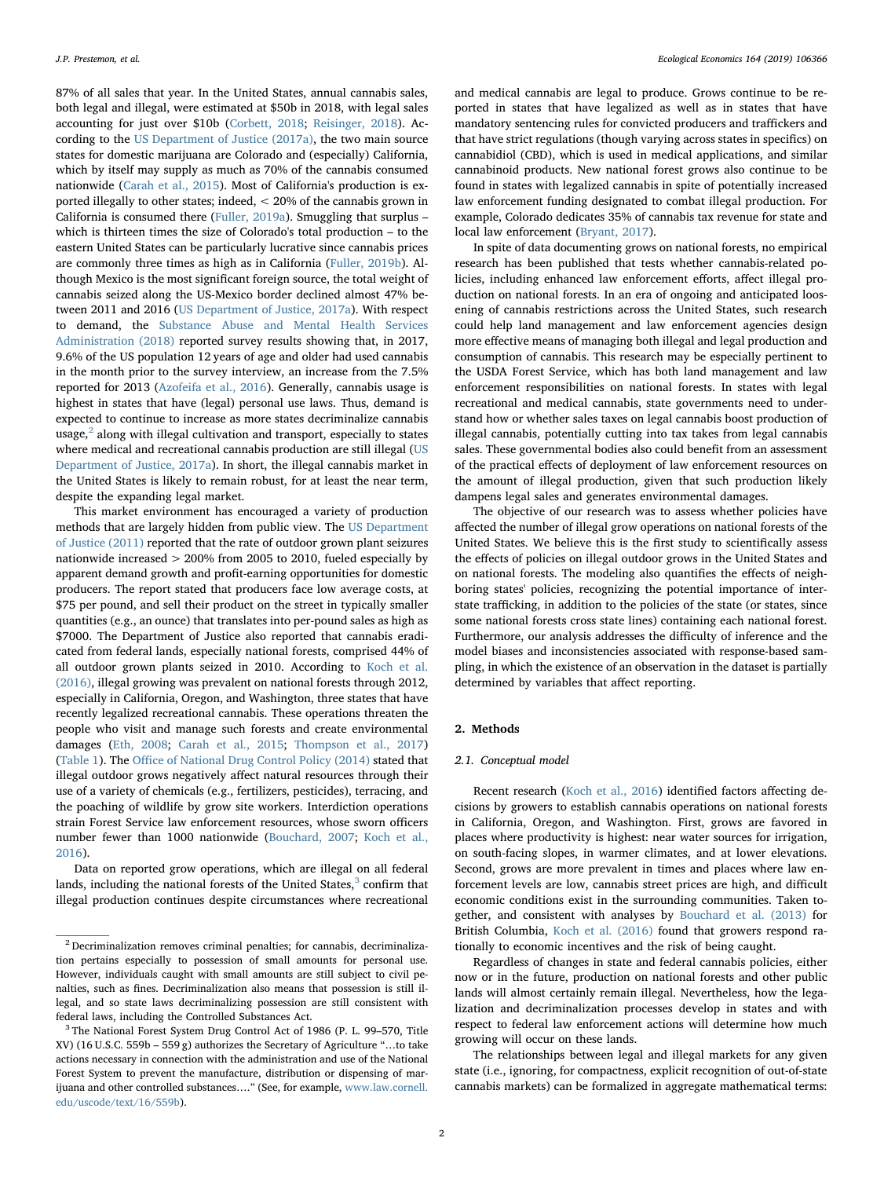87% of all sales that year. In the United States, annual cannabis sales, both legal and illegal, were estimated at $50b in 2018, with legal sales accounting for just over $10b (Corbett, 2018; Reisinger, 2018). According to the US Department of Justice (2017a), the two main source states for domestic marijuana are Colorado and (especially) California, which by itself may supply as much as 70% of the cannabis consumed nationwide (Carah et al., 2015). Most of California's production is exported illegally to other states; indeed, < 20% of the cannabis grown in California is consumed there (Fuller, 2019a). Smuggling that surplus – which is thirteen times the size of Colorado's total production – to the eastern United States can be particularly lucrative since cannabis prices are commonly three times as high as in California (Fuller, 2019b). Although Mexico is the most significant foreign source, the total weight of cannabis seized along the US-Mexico border declined almost 47% between 2011 and 2016 (US Department of Justice, 2017a). With respect to demand, the Substance Abuse and Mental Health Services Administration (2018) reported survey results showing that, in 2017, 9.6% of the US population 12 years of age and older had used cannabis in the month prior to the survey interview, an increase from the 7.5% reported for 2013 (Azofeifa et al., 2016). Generally, cannabis usage is highest in states that have (legal) personal use laws. Thus, demand is expected to continue to increase as more states decriminalize cannabis usage,[2] along with illegal cultivation and transport, especially to states where medical and recreational cannabis production are still illegal (US Department of Justice, 2017a). In short, the illegal cannabis market in the United States is likely to remain robust, for at least the near term, despite the expanding legal market.

This market environment has encouraged a variety of production methods that are largely hidden from public view. The US Department of Justice (2011) reported that the rate of outdoor grown plant seizures nationwide increased > 200% from 2005 to 2010, fueled especially by apparent demand growth and profit-earning opportunities for domestic producers. The report stated that producers face low average costs, at $75 per pound, and sell their product on the street in typically smaller quantities (e.g., an ounce) that translates into per-pound sales as high as $7000. The Department of Justice also reported that cannabis eradicated from federal lands, especially national forests, comprised 44% of all outdoor grown plants seized in 2010. According to Koch et al. (2016), illegal growing was prevalent on national forests through 2012, especially in California, Oregon, and Washington, three states that have recently legalized recreational cannabis. These operations threaten the people who visit and manage such forests and create environmental damages (Eth, 2008; Carah et al., 2015; Thompson et al., 2017) (Table 1). The Office of National Drug Control Policy (2014) stated that illegal outdoor grows negatively affect natural resources through their use of a variety of chemicals (e.g., fertilizers, pesticides), terracing, and the poaching of wildlife by grow site workers. Interdiction operations strain Forest Service law enforcement resources, whose sworn officers number fewer than 1000 nationwide (Bouchard, 2007; Koch et al., 2016).

Data on reported grow operations, which are illegal on all federal lands, including the national forests of the United States,[3] confirm that illegal production continues despite circumstances where recreational and medical cannabis are legal to produce. Grows continue to be reported in states that have legalized as well as in states that have mandatory sentencing rules for convicted producers and traffickers and that have strict regulations (though varying across states in specifics) on cannabidiol (CBD), which is used in medical applications, and similar cannabinoid products. New national forest grows also continue to be found in states with legalized cannabis in spite of potentially increased law enforcement funding designated to combat illegal production. For example, Colorado dedicates 35% of cannabis tax revenue for state and local law enforcement (Bryant, 2017).

In spite of data documenting grows on national forests, no empirical research has been published that tests whether cannabis-related policies, including enhanced law enforcement efforts, affect illegal production on national forests. In an era of ongoing and anticipated loosening of cannabis restrictions across the United States, such research could help land management and law enforcement agencies design more effective means of managing both illegal and legal production and consumption of cannabis. This research may be especially pertinent to the USDA Forest Service, which has both land management and law enforcement responsibilities on national forests. In states with legal recreational and medical cannabis, state governments need to understand how or whether sales taxes on legal cannabis boost production of illegal cannabis, potentially cutting into tax takes from legal cannabis sales. These governmental bodies also could benefit from an assessment of the practical effects of deployment of law enforcement resources on the amount of illegal production, given that such production likely dampens legal sales and generates environmental damages.

The objective of our research was to assess whether policies have affected the number of illegal grow operations on national forests of the United States. We believe this is the first study to scientifically assess the effects of policies on illegal outdoor grows in the United States and on national forests. The modeling also quantifies the effects of neighboring states' policies, recognizing the potential importance of interstate trafficking, in addition to the policies of the state (or states, since some national forests cross state lines) containing each national forest. Furthermore, our analysis addresses the difficulty of inference and the model biases and inconsistencies associated with response-based sampling, in which the existence of an observation in the dataset is partially determined by variables that affect reporting.

## 2. Methods

### 2.1. Conceptual model

Recent research (Koch et al., 2016) identified factors affecting decisions by growers to establish cannabis operations on national forests in California, Oregon, and Washington. First, grows are favored in places where productivity is highest: near water sources for irrigation, on south-facing slopes, in warmer climates, and at lower elevations. Second, grows are more prevalent in times and places where law enforcement levels are low, cannabis street prices are high, and difficult economic conditions exist in the surrounding communities. Taken together, and consistent with analyses by Bouchard et al. (2013) for British Columbia, Koch et al. (2016) found that growers respond rationally to economic incentives and the risk of being caught.

Regardless of changes in state and federal cannabis policies, either now or in the future, production on national forests and other public lands will almost certainly remain illegal. Nevertheless, how the legalization and decriminalization processes develop in states and with respect to federal law enforcement actions will determine how much growing will occur on these lands.

The relationships between legal and illegal markets for any given state (i.e., ignoring, for compactness, explicit recognition of out-of-state cannabis markets) can be formalized in aggregate mathematical terms:

---

[2] Decriminalization removes criminal penalties; for cannabis, decriminalization pertains especially to possession of small amounts for personal use. However, individuals caught with small amounts are still subject to civil penalties, such as fines. Decriminalization also means that possession is still illegal, and so state laws decriminalizing possession are still consistent with federal laws, including the Controlled Substances Act.

[3] The National Forest System Drug Control Act of 1986 (P. L. 99–570, Title XV) (16 U.S.C. 559b – 559 g) authorizes the Secretary of Agriculture "…to take actions necessary in connection with the administration and use of the National Forest System to prevent the manufacture, distribution or dispensing of marijuana and other controlled substances…." (See, for example, www.law.cornell.edu/uscode/text/16/559b).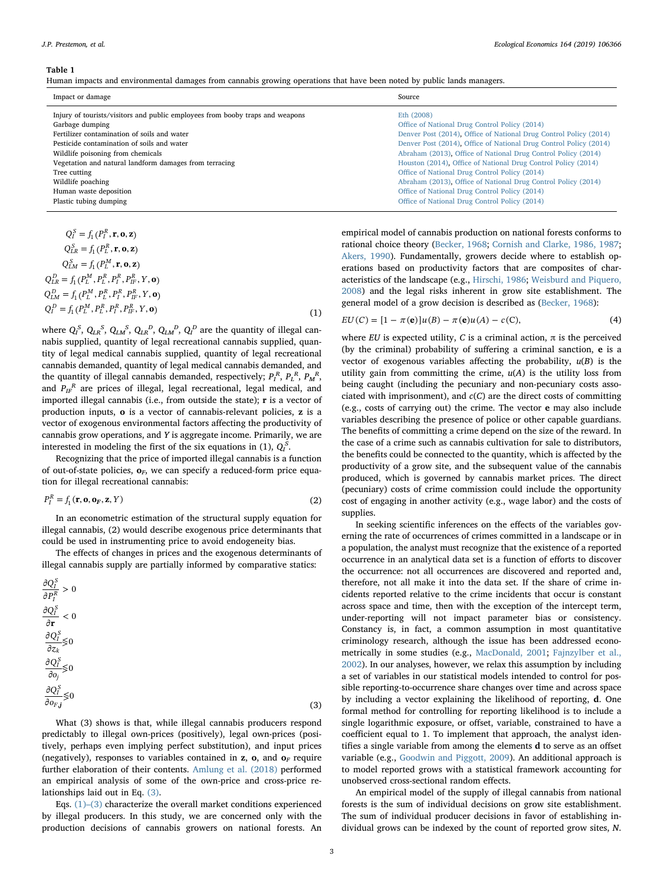**Table 1**

Human impacts and environmental damages from cannabis growing operations that have been noted by public lands managers.

| Impact or damage | Source |
| --- | --- |
| Injury of tourists/visitors and public employees from booby traps and weapons | Eth (2008) |
| Garbage dumping | Office of National Drug Control Policy (2014) |
| Fertilizer contamination of soils and water | Denver Post (2014), Office of National Drug Control Policy (2014) |
| Pesticide contamination of soils and water | Denver Post (2014), Office of National Drug Control Policy (2014) |
| Wildlife poisoning from chemicals | Abraham (2013), Office of National Drug Control Policy (2014) |
| Vegetation and natural landform damages from terracing | Houston (2014), Office of National Drug Control Policy (2014) |
| Tree cutting | Office of National Drug Control Policy (2014) |
| Wildlife poaching | Abraham (2013), Office of National Drug Control Policy (2014) |
| Human waste deposition | Office of National Drug Control Policy (2014) |
| Plastic tubing dumping | Office of National Drug Control Policy (2014) |

$$
\begin{aligned}
Q_I^S &= f_1(P_I^R, \mathbf{r}, \mathbf{o}, \mathbf{z})\\
Q_{LR}^S &= f_1(P_L^R, \mathbf{r}, \mathbf{o}, \mathbf{z})\\
Q_{LM}^S &= f_1(P_L^M, \mathbf{r}, \mathbf{o}, \mathbf{z})\\
Q_{LR}^D &= f_1(P_L^M, P_L^R, P_I^R, P_{IF}^R, Y, \mathbf{o})\\
Q_{LM}^D &= f_1(P_L^M, P_L^R, P_I^R, P_{IF}^R, Y, \mathbf{o})\\
Q_I^D &= f_1(P_L^M, P_L^R, P_I^R, P_{IF}^R, Y, \mathbf{o})
\end{aligned} \tag{1}
$$

where $Q_I^S$, $Q_{LR}^S$, $Q_{LM}^S$, $Q_{LR}^D$, $Q_{LM}^D$, $Q_I^D$ are the quantity of illegal cannabis supplied, quantity of legal recreational cannabis supplied, quantity of legal medical cannabis supplied, quantity of legal recreational cannabis demanded, quantity of legal medical cannabis demanded, and the quantity of illegal cannabis demanded, respectively; $P_I^R$, $P_L^R$, $P_M^R$, and $P_{IF}^R$ are prices of illegal, legal recreational, legal medical, and imported illegal cannabis (i.e., from outside the state); $\mathbf{r}$ is a vector of production inputs, $\mathbf{o}$ is a vector of cannabis-relevant policies, $\mathbf{z}$ is a vector of exogenous environmental factors affecting the productivity of cannabis grow operations, and $Y$ is aggregate income. Primarily, we are interested in modeling the first of the six equations in (1), $Q_I^S$.

Recognizing that the price of imported illegal cannabis is a function of out-of-state policies, $\mathbf{o}_F$, we can specify a reduced-form price equation for illegal recreational cannabis:

$$
P_I^R = f_1(\mathbf{r}, \mathbf{o}, \mathbf{o}_F, \mathbf{z}, Y) \tag{2}
$$

In an econometric estimation of the structural supply equation for illegal cannabis, (2) would describe exogenous price determinants that could be used in instrumenting price to avoid endogeneity bias.

The effects of changes in prices and the exogenous determinants of illegal cannabis supply are partially informed by comparative statics:

$$
\begin{aligned}
&\frac{\partial Q_I^S}{\partial P_I^R} > 0\\
&\frac{\partial Q_I^S}{\partial \mathbf{r}} < 0\\
&\frac{\partial Q_I^S}{\partial z_k} \lesseqgtr 0\\
&\frac{\partial Q_I^S}{\partial o_j} \lesseqgtr 0\\
&\frac{\partial Q_I^S}{\partial o_{F,\mathbf{j}}} \lesseqgtr 0
\end{aligned} \tag{3}
$$

What (3) shows is that, while illegal cannabis producers respond predictably to illegal own-prices (positively), legal own-prices (positively, perhaps even implying perfect substitution), and input prices (negatively), responses to variables contained in $\mathbf{z}$, $\mathbf{o}$, and $\mathbf{o}_F$ require further elaboration of their contents. Amlung et al. (2018) performed an empirical analysis of some of the own-price and cross-price relationships laid out in Eq. (3).

Eqs. (1)–(3) characterize the overall market conditions experienced by illegal producers. In this study, we are concerned only with the production decisions of cannabis growers on national forests. An empirical model of cannabis production on national forests conforms to rational choice theory (Becker, 1968; Cornish and Clarke, 1986, 1987; Akers, 1990). Fundamentally, growers decide where to establish operations based on productivity factors that are composites of characteristics of the landscape (e.g., Hirschi, 1986; Weisburd and Piquero, 2008) and the legal risks inherent in grow site establishment. The general model of a grow decision is described as (Becker, 1968):

$$
EU(C) = [1 - \pi(\mathbf{e})]u(B) - \pi(\mathbf{e})u(A) - c(C), \tag{4}
$$

where $EU$ is expected utility, $C$ is a criminal action, $\pi$ is the perceived (by the criminal) probability of suffering a criminal sanction, $\mathbf{e}$ is a vector of exogenous variables affecting the probability, $u(B)$ is the utility gain from committing the crime, $u(A)$ is the utility loss from being caught (including the pecuniary and non-pecuniary costs associated with imprisonment), and $c(C)$ are the direct costs of committing (e.g., costs of carrying out) the crime. The vector $\mathbf{e}$ may also include variables describing the presence of police or other capable guardians. The benefits of committing a crime depend on the size of the reward. In the case of a crime such as cannabis cultivation for sale to distributors, the benefits could be connected to the quantity, which is affected by the productivity of a grow site, and the subsequent value of the cannabis produced, which is governed by cannabis market prices. The direct (pecuniary) costs of crime commission could include the opportunity cost of engaging in another activity (e.g., wage labor) and the costs of supplies.

In seeking scientific inferences on the effects of the variables governing the rate of occurrences of crimes committed in a landscape or in a population, the analyst must recognize that the existence of a reported occurrence in an analytical data set is a function of efforts to discover the occurrence: not all occurrences are discovered and reported and, therefore, not all make it into the data set. If the share of crime incidents reported relative to the crime incidents that occur is constant across space and time, then with the exception of the intercept term, under-reporting will not impact parameter bias or consistency. Constancy is, in fact, a common assumption in most quantitative criminology research, although the issue has been addressed econometrically in some studies (e.g., MacDonald, 2001; Fajnzylber et al., 2002). In our analyses, however, we relax this assumption by including a set of variables in our statistical models intended to control for possible reporting-to-occurrence share changes over time and across space by including a vector explaining the likelihood of reporting, $\mathbf{d}$. One formal method for controlling for reporting likelihood is to include a single logarithmic exposure, or offset, variable, constrained to have a coefficient equal to 1. To implement that approach, the analyst identifies a single variable from among the elements $\mathbf{d}$ to serve as an offset variable (e.g., Goodwin and Piggott, 2009). An additional approach is to model reported grows with a statistical framework accounting for unobserved cross-sectional random effects.

An empirical model of the supply of illegal cannabis from national forests is the sum of individual decisions on grow site establishment. The sum of individual producer decisions in favor of establishing individual grows can be indexed by the count of reported grow sites, $N$.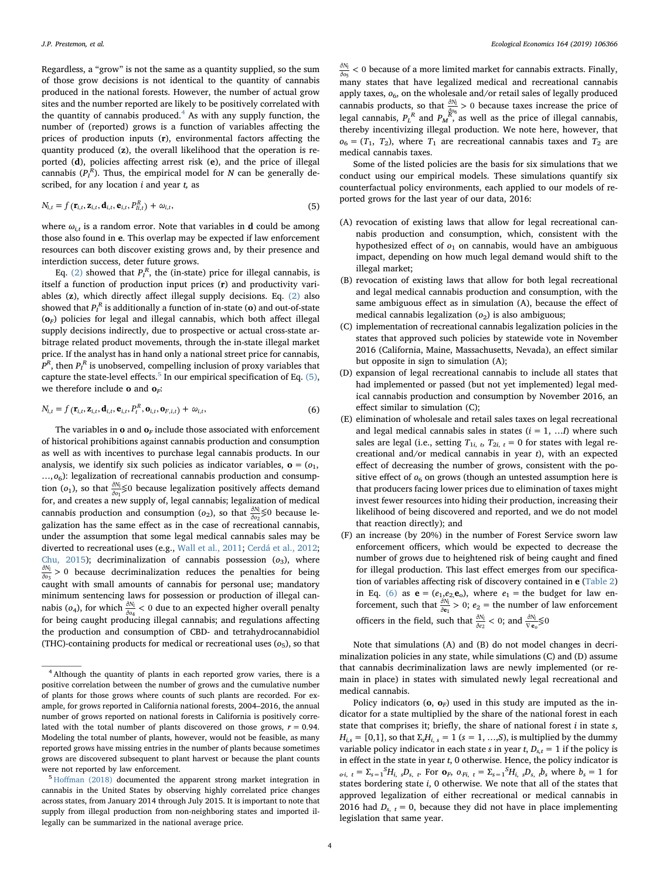Regardless, a "grow" is not the same as a quantity supplied, so the sum of those grow decisions is not identical to the quantity of cannabis produced in the national forests. However, the number of actual grow sites and the number reported are likely to be positively correlated with the quantity of cannabis produced.[4] As with any supply function, the number of (reported) grows is a function of variables affecting the prices of production inputs (**r**), environmental factors affecting the quantity produced (**z**), the overall likelihood that the operation is reported (**d**), policies affecting arrest risk (**e**), and the price of illegal cannabis ($P_I^R$). Thus, the empirical model for $N$ can be generally described, for any location $i$ and year $t$, as

$$N_{i,t} = f(\mathbf{r}_{i,t}, \mathbf{z}_{i,t}, \mathbf{d}_{i,t}, \mathbf{e}_{i,t}, P_{Ii,t}^R) + \omega_{i,t}, \tag{5}$$

where $\omega_{i,t}$ is a random error. Note that variables in **d** could be among those also found in **e**. This overlap may be expected if law enforcement resources can both discover existing grows and, by their presence and interdiction success, deter future grows.

Eq. (2) showed that $P_I^R$, the (in-state) price for illegal cannabis, is itself a function of production input prices (**r**) and productivity variables (**z**), which directly affect illegal supply decisions. Eq. (2) also showed that $P_I^R$ is additionally a function of in-state (**o**) and out-of-state ($\mathbf{o}_F$) policies for legal and illegal cannabis, which both affect illegal supply decisions indirectly, due to prospective or actual cross-state arbitrage related product movements, through the in-state illegal market price. If the analyst has in hand only a national street price for cannabis, $P^R$, then $P_I^R$ is unobserved, compelling inclusion of proxy variables that capture the state-level effects.[5] In our empirical specification of Eq. (5), we therefore include **o** and $\mathbf{o}_F$:

$$N_{i,t} = f(\mathbf{r}_{i,t}, \mathbf{z}_{i,t}, \mathbf{d}_{i,t}, \mathbf{e}_{i,t}, P_t^R, \mathbf{o}_{i,t}, \mathbf{o}_{F,i,t}) + \omega_{i,t}, \tag{6}$$

The variables in **o** and $\mathbf{o}_F$ include those associated with enforcement of historical prohibitions against cannabis production and consumption as well as with incentives to purchase legal cannabis products. In our analysis, we identify six such policies as indicator variables, $\mathbf{o} = (o_1, \ldots, o_6)$: legalization of recreational cannabis production and consumption ($o_1$), so that $\frac{\partial N_i}{\partial o_1} \lesseqgtr 0$ because legalization positively affects demand for, and creates a new supply of, legal cannabis; legalization of medical cannabis production and consumption ($o_2$), so that $\frac{\partial N_i}{\partial o_2} \lesseqgtr 0$ because legalization has the same effect as in the case of recreational cannabis, under the assumption that some legal medical cannabis sales may be diverted to recreational uses (e.g., Wall et al., 2011; Cerdá et al., 2012; Chu, 2015); decriminalization of cannabis possession ($o_3$), where $\frac{\partial N_i}{\partial o_3} > 0$ because decriminalization reduces the penalties for being caught with small amounts of cannabis for personal use; mandatory minimum sentencing laws for possession or production of illegal cannabis ($o_4$), for which $\frac{\partial N_i}{\partial o_4} < 0$ due to an expected higher overall penalty for being caught producing illegal cannabis; and regulations affecting the production and consumption of CBD- and tetrahydrocannabidiol (THC)-containing products for medical or recreational uses ($o_5$), so that $\frac{\partial N_i}{\partial o_5} < 0$ because of a more limited market for cannabis extracts. Finally, many states that have legalized medical and recreational cannabis apply taxes, $o_6$, on the wholesale and/or retail sales of legally produced cannabis products, so that $\frac{\partial N_i}{\partial o_6} > 0$ because taxes increase the price of legal cannabis, $P_L^R$ and $P_M^R$, as well as the price of illegal cannabis, thereby incentivizing illegal production. We note here, however, that $o_6 = (T_1, T_2)$, where $T_1$ are recreational cannabis taxes and $T_2$ are medical cannabis taxes.

Some of the listed policies are the basis for six simulations that we conduct using our empirical models. These simulations quantify six counterfactual policy environments, each applied to our models of reported grows for the last year of our data, 2016:

- (A) revocation of existing laws that allow for legal recreational cannabis production and consumption, which, consistent with the hypothesized effect of $o_1$ on cannabis, would have an ambiguous impact, depending on how much legal demand would shift to the illegal market;
- (B) revocation of existing laws that allow for both legal recreational and legal medical cannabis production and consumption, with the same ambiguous effect as in simulation (A), because the effect of medical cannabis legalization ($o_2$) is also ambiguous;
- (C) implementation of recreational cannabis legalization policies in the states that approved such policies by statewide vote in November 2016 (California, Maine, Massachusetts, Nevada), an effect similar but opposite in sign to simulation (A);
- (D) expansion of legal recreational cannabis to include all states that had implemented or passed (but not yet implemented) legal medical cannabis production and consumption by November 2016, an effect similar to simulation (C);
- (E) elimination of wholesale and retail sales taxes on legal recreational and legal medical cannabis sales in states ($i = 1, \ldots I$) where such sales are legal (i.e., setting $T_{1i,t}$, $T_{2i,t} = 0$ for states with legal recreational and/or medical cannabis in year $t$), with an expected effect of decreasing the number of grows, consistent with the positive effect of $o_6$ on grows (though an untested assumption here is that producers facing lower prices due to elimination of taxes might invest fewer resources into hiding their production, increasing their likelihood of being discovered and reported, and we do not model that reaction directly); and
- (F) an increase (by 20%) in the number of Forest Service sworn law enforcement officers, which would be expected to decrease the number of grows due to heightened risk of being caught and fined for illegal production. This last effect emerges from our specification of variables affecting risk of discovery contained in **e** (Table 2) in Eq. (6) as $\mathbf{e} = (e_1, e_2, \mathbf{e}_o)$, where $e_1$ = the budget for law enforcement, such that $\frac{\partial N_i}{\partial \mathbf{e}_1} > 0$; $e_2$ = the number of law enforcement officers in the field, such that $\frac{\partial N_i}{\partial e_2} < 0$; and $\frac{\partial N_i}{\nabla \mathbf{e}_o} \lesseqgtr 0$

Note that simulations (A) and (B) do not model changes in decriminalization policies in any state, while simulations (C) and (D) assume that cannabis decriminalization laws are newly implemented (or remain in place) in states with simulated newly legal recreational and medical cannabis.

Policy indicators (**o**, $\mathbf{o}_F$) used in this study are imputed as the indicator for a state multiplied by the share of the national forest in each state that comprises it; briefly, the share of national forest $i$ in state $s$, $H_{i,s} = [0,1]$, so that $\Sigma_s H_{i,s} = 1$ ($s = 1, \ldots, S$), is multiplied by the dummy variable policy indicator in each state $s$ in year $t$, $D_{s,t} = 1$ if the policy is in effect in the state in year $t$, 0 otherwise. Hence, the policy indicator is $o_{i,t} = \Sigma_{s=1}{}^S H_{i,s} D_{s,t}$. For $\mathbf{o}_F$, $o_{Fi,t} = \Sigma_{s=1}{}^S H_{i,s} D_{s,t} b_s$ where $b_s = 1$ for states bordering state $i$, 0 otherwise. We note that all of the states that approved legalization of either recreational or medical cannabis in 2016 had $D_{s,t} = 0$, because they did not have in place implementing legislation that same year.

---

[4] Although the quantity of plants in each reported grow varies, there is a positive correlation between the number of grows and the cumulative number of plants for those grows where counts of such plants are recorded. For example, for grows reported in California national forests, 2004–2016, the annual number of grows reported on national forests in California is positively correlated with the total number of plants discovered on those grows, $r = 0.94$. Modeling the total number of plants, however, would not be feasible, as many reported grows have missing entries in the number of plants because sometimes grows are discovered subsequent to plant harvest or because the plant counts were not reported by law enforcement.

[5] Hoffman (2018) documented the apparent strong market integration in cannabis in the United States by observing highly correlated price changes across states, from January 2014 through July 2015. It is important to note that supply from illegal production from non-neighboring states and imported illegally can be summarized in the national average price.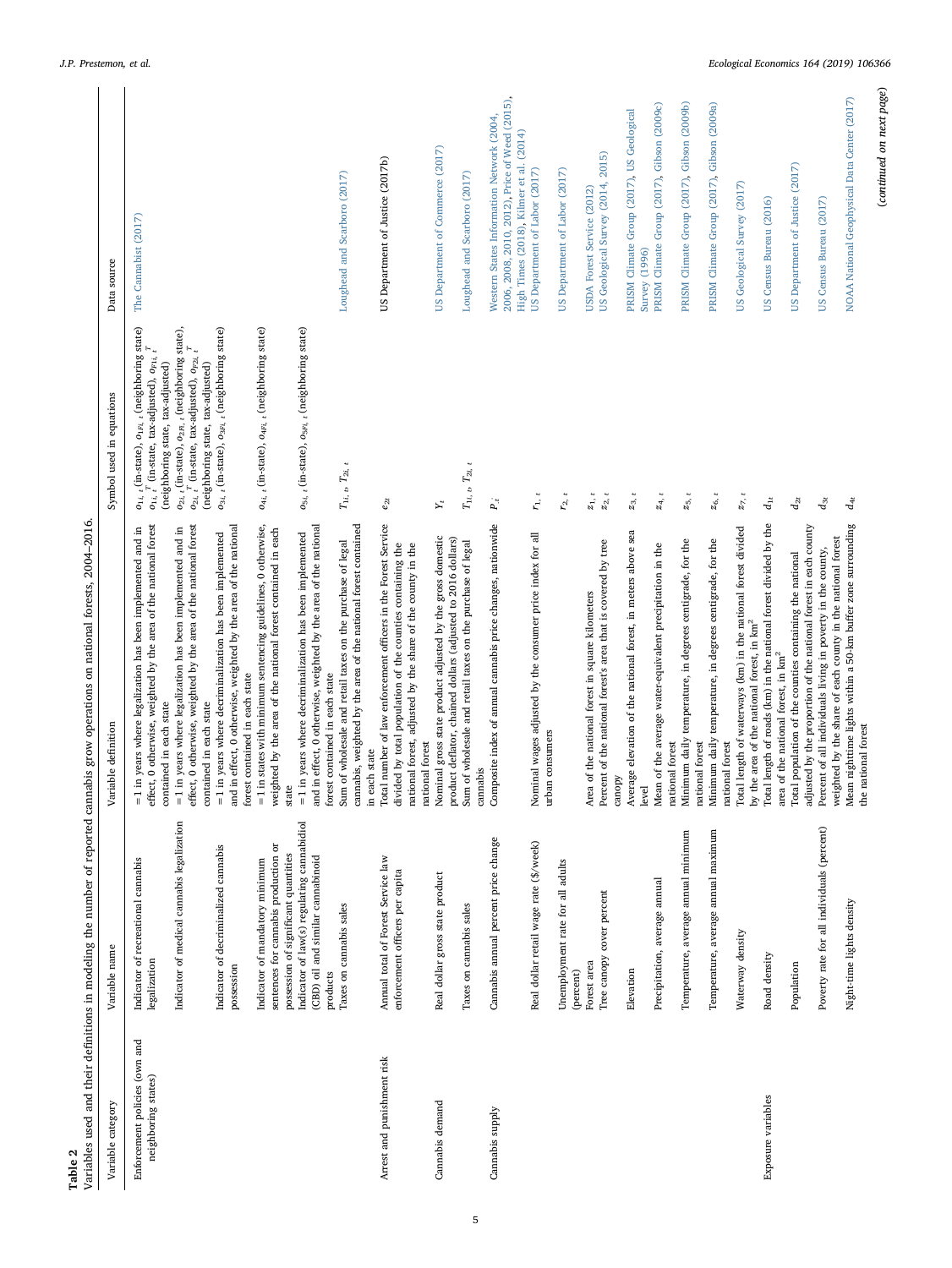**Table 2**

Variables used and their definitions in modeling the number of reported cannabis grow operations on national forests, 2004–2016.

| Variable category | Variable name | Variable definition | Symbol used in equations | Data source |
|---|---|---|---|---|
| Enforcement policies (own and neighboring states) | Indicator of recreational cannabis legalization | =1 in years where legalization has been implemented and in effect, 0 otherwise, weighted by the area of the national forest contained in each state | $o_{1i,t}$ (in-state), $o_{1Fi,t}$ (neighboring state) $o_{1i,t}^{T}$ (in-state, tax-adjusted), $o_{F1i,t}^{T}$ (neighboring state, tax-adjusted) | The Cannabist (2017) |
| | Indicator of medical cannabis legalization | =1 in years where legalization has been implemented and in effect, 0 otherwise, weighted by the area of the national forest contained in each state | $o_{2i,t}$ (in-state), $o_{2Fi,t}$ (neighboring state), $o_{2i,t}^{T}$ (in-state, tax-adjusted), $o_{F2i,t}^{T}$ (neighboring state, tax-adjusted) | |
| | Indicator of decriminalized cannabis possession | =1 in years where decriminalization has been implemented and in effect, 0 otherwise, weighted by the area of the national forest contained in each state | $o_{3i,t}$ (in-state), $o_{3Fi,t}$ (neighboring state) | |
| | Indicator of mandatory minimum sentences for cannabis production or possession of significant quantities | =1 in states with minimum sentencing guidelines, 0 otherwise, weighted by the area of the national forest contained in each state | $o_{4i,t}$ (in-state), $o_{4Fi,t}$ (neighboring state) | |
| | Indicator of law(s) regulating cannabidiol (CBD) oil and similar cannabinoid products | =1 in years where decriminalization has been implemented and in effect, 0 otherwise, weighted by the area of the national forest contained in each state | $o_{5i,t}$ (in-state), $o_{5Fi,t}$ (neighboring state) | |
| | Taxes on cannabis sales | Sum of wholesale and retail taxes on the purchase of legal cannabis, weighted by the area of the national forest contained in each state | $T_{1i,t}$, $T_{2i,t}$ | Loughead and Scarboro (2017) |
| Arrest and punishment risk | Annual total of Forest Service law enforcement officers per capita | Total number of law enforcement officers in the Forest Service divided by total population of the counties containing the national forest, adjusted by the share of the county in the national forest | $e_{2t}$ | US Department of Justice (2017b) |
| Cannabis demand | Real dollar gross state product | Nominal gross state product adjusted by the gross domestic product deflator, chained dollars (adjusted to 2016 dollars) | $Y_t$ | US Department of Commerce (2017) |
| | Taxes on cannabis sales | Sum of wholesale and retail taxes on the purchase of legal cannabis | $T_{1i,t}$, $T_{2i,t}$ | Loughead and Scarboro (2017) |
| Cannabis supply | Cannabis annual percent price change | Composite index of annual cannabis price changes, nationwide | $P_{.t}$ | Western States Information Network (2004, 2006, 2008, 2010, 2012), Price of Weed (2015), High Times (2018), Kilmer et al. (2014) |
| | Real dollar retail wage rate ($/week) | Nominal wages adjusted by the consumer price index for all urban consumers | $r_{1,t}$ | US Department of Labor (2017) |
| | Unemployment rate for all adults (percent) | | $r_{2,t}$ | US Department of Labor (2017) |
| Exposure variables | Forest area | Area of the national forest in square kilometers | $z_{1,t}$ | USDA Forest Service (2012) |
| | Tree canopy cover percent | Percent of the national forest's area that is covered by tree canopy | $z_{2,t}$ | US Geological Survey (2014, 2015) |
| | Elevation | Average elevation of the national forest, in meters above sea level | $z_{3,t}$ | PRISM Climate Group (2017), US Geological Survey (1996) |
| | Precipitation, average annual | Mean of the average water-equivalent precipitation in the national forest | $z_{4,t}$ | PRISM Climate Group (2017), Gibson (2009c) |
| | Temperature, average annual minimum | Minimum daily temperature, in degrees centigrade, for the national forest | $z_{5,t}$ | PRISM Climate Group (2017), Gibson (2009b) |
| | Temperature, average annual maximum | Minimum daily temperature, in degrees centigrade, for the national forest | $z_{6,t}$ | PRISM Climate Group (2017), Gibson (2009a) |
| | Waterway density | Total length of waterways (km) in the national forest divided by the area of the national forest, in km² | $z_{7,t}$ | US Geological Survey (2017) |
| | Road density | Total length of roads (km) in the national forest divided by the area of the national forest, in km² | $d_{1t}$ | US Census Bureau (2016) |
| | Population | Total population of the counties containing the national forest adjusted by the proportion of the national forest in each county | $d_{2t}$ | US Department of Justice (2017) |
| | Poverty rate for all individuals (percent) | Percent of all individuals living in poverty in the county, weighted by the share of each county in the national forest | $d_{3t}$ | US Census Bureau (2017) |
| | Night-time lights density | Mean nighttime lights within a 50-km buffer zone surrounding the national forest | $d_{4t}$ | NOAA National Geophysical Data Center (2017) |

(*continued on next page*)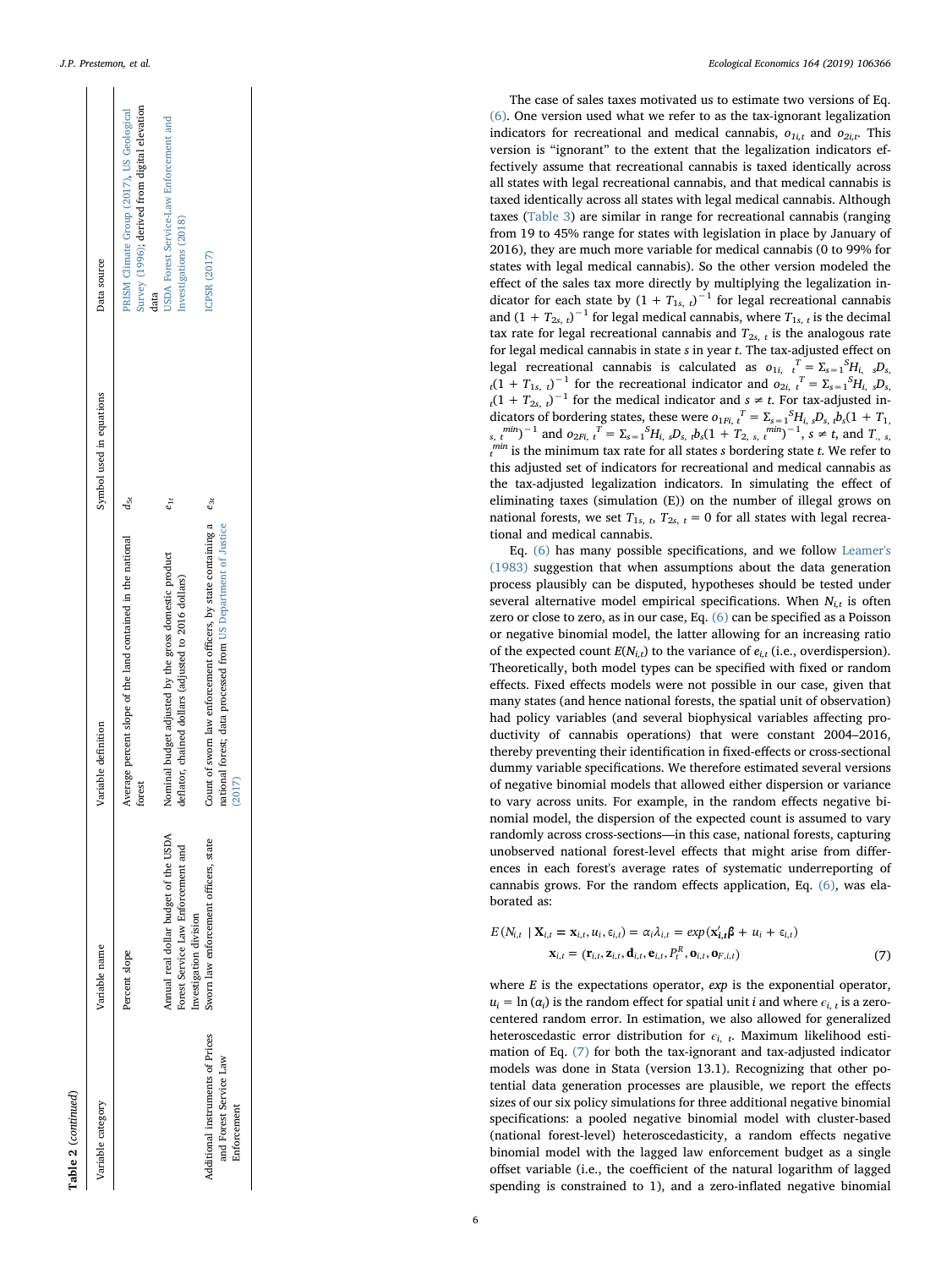**Table 2** (*continued*)

| Variable category | Variable name | Variable definition | Symbol used in equations | Data source |
|---|---|---|---|---|
| | Percent slope | Average percent slope of the land contained in the national forest | $d_{5t}$ | PRISM Climate Group (2017), US Geological Survey (1996); derived from digital elevation data |
| | Annual real dollar budget of the USDA Forest Service Law Enforcement and Investigation division | Nominal budget adjusted by the gross domestic product deflator, chained dollars (adjusted to 2016 dollars) | $e_{1t}$ | USDA Forest Service-Law Enforcement and Investigations (2018) |
| Additional instruments of Prices and Forest Service Law Enforcement | Sworn law enforcement officers, state | Count of sworn law enforcement officers, by state containing a national forest; data processed from US Department of Justice (2017) | $e_{3t}$ | ICPSR (2017) |

The case of sales taxes motivated us to estimate two versions of Eq. (6). One version used what we refer to as the tax-ignorant legalization indicators for recreational and medical cannabis, $o_{1i,t}$ and $o_{2i,t}$. This version is "ignorant" to the extent that the legalization indicators effectively assume that recreational cannabis is taxed identically across all states with legal recreational cannabis, and that medical cannabis is taxed identically across all states with legal medical cannabis. Although taxes (Table 3) are similar in range for recreational cannabis (ranging from 19 to 45% range for states with legislation in place by January of 2016), they are much more variable for medical cannabis (0 to 99% for states with legal medical cannabis). So the other version modeled the effect of the sales tax more directly by multiplying the legalization indicator for each state by $(1 + T_{1s,\ t})^{-1}$ for legal recreational cannabis and $(1 + T_{2s,\ t})^{-1}$ for legal medical cannabis, where $T_{1s,\ t}$ is the decimal tax rate for legal recreational cannabis and $T_{2s,\ t}$ is the analogous rate for legal medical cannabis in state $s$ in year $t$. The tax-adjusted effect on legal recreational cannabis is calculated as $o_{1i,\ t}{}^{T} = \Sigma_{s=1}{}^{S}H_{i,\ s}D_{s,\ t}(1 + T_{1s,\ t})^{-1}$ for the recreational indicator and $o_{2i,\ t}{}^{T} = \Sigma_{s=1}{}^{S}H_{i,\ s}D_{s,\ t}(1 + T_{2s,\ t})^{-1}$ for the medical indicator and $s \neq t$. For tax-adjusted indicators of bordering states, these were $o_{1Fi,\ t}{}^{T} = \Sigma_{s=1}{}^{S}H_{i,\ s}D_{s,\ t}b_s(1 + T_{1,\ s,\ t}{}^{min})^{-1}$ and $o_{2Fi,\ t}{}^{T} = \Sigma_{s=1}{}^{S}H_{i,\ s}D_{s,\ t}b_s(1 + T_{2,\ s,\ t}{}^{min})^{-1}$, $s \neq t$, and $T_{.,\ s,\ t}{}^{min}$ is the minimum tax rate for all states $s$ bordering state $t$. We refer to this adjusted set of indicators for recreational and medical cannabis as the tax-adjusted legalization indicators. In simulating the effect of eliminating taxes (simulation (E)) on the number of illegal grows on national forests, we set $T_{1s,\ t}$, $T_{2s,\ t} = 0$ for all states with legal recreational and medical cannabis.

Eq. (6) has many possible specifications, and we follow Leamer's (1983) suggestion that when assumptions about the data generation process plausibly can be disputed, hypotheses should be tested under several alternative model empirical specifications. When $N_{i,t}$ is often zero or close to zero, as in our case, Eq. (6) can be specified as a Poisson or negative binomial model, the latter allowing for an increasing ratio of the expected count $E(N_{i,t})$ to the variance of $e_{i,t}$ (i.e., overdispersion). Theoretically, both model types can be specified with fixed or random effects. Fixed effects models were not possible in our case, given that many states (and hence national forests, the spatial unit of observation) had policy variables (and several biophysical variables affecting productivity of cannabis operations) that were constant 2004–2016, thereby preventing their identification in fixed-effects or cross-sectional dummy variable specifications. We therefore estimated several versions of negative binomial models that allowed either dispersion or variance to vary across units. For example, in the random effects negative binomial model, the dispersion of the expected count is assumed to vary randomly across cross-sections—in this case, national forests, capturing unobserved national forest-level effects that might arise from differences in each forest's average rates of systematic underreporting of cannabis grows. For the random effects application, Eq. (6), was elaborated as:

$$E(N_{i,t} \mid \mathbf{X}_{i,t} = \mathbf{x}_{i,t}, u_i, \epsilon_{i,t}) = \alpha_i \lambda_{i,t} = exp(\mathbf{x}_{i,t}'\boldsymbol{\beta} + u_i + \epsilon_{i,t})$$
$$\mathbf{x}_{i,t} = (\mathbf{r}_{i,t}, \mathbf{z}_{i,t}, \mathbf{d}_{i,t}, \mathbf{e}_{i,t}, P_t^R, \mathbf{o}_{i,t}, \mathbf{o}_{F,i,t}) \tag{7}$$

where $E$ is the expectations operator, $exp$ is the exponential operator, $u_i = \ln(\alpha_i)$ is the random effect for spatial unit $i$ and where $\epsilon_{i,\ t}$ is a zero-centered random error. In estimation, we also allowed for generalized heteroscedastic error distribution for $\epsilon_{i,\ t}$. Maximum likelihood estimation of Eq. (7) for both the tax-ignorant and tax-adjusted indicator models was done in Stata (version 13.1). Recognizing that other potential data generation processes are plausible, we report the effects sizes of our six policy simulations for three additional negative binomial specifications: a pooled negative binomial model with cluster-based (national forest-level) heteroscedasticity, a random effects negative binomial model with the lagged law enforcement budget as a single offset variable (i.e., the coefficient of the natural logarithm of lagged spending is constrained to 1), and a zero-inflated negative binomial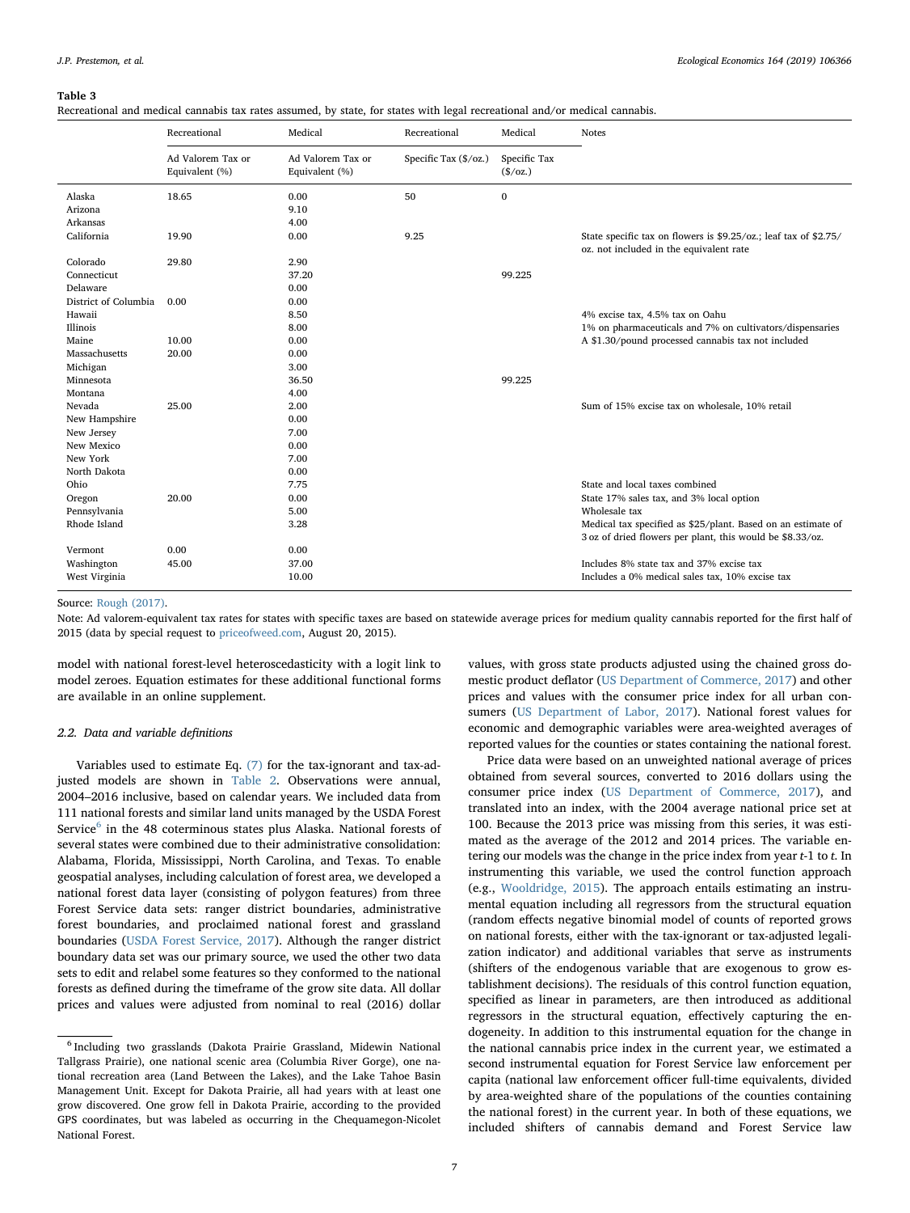**Table 3**

Recreational and medical cannabis tax rates assumed, by state, for states with legal recreational and/or medical cannabis.

| | Recreational | Medical | Recreational | Medical | Notes |
|---|---|---|---|---|---|
| | Ad Valorem Tax or Equivalent (%) | Ad Valorem Tax or Equivalent (%) | Specific Tax ($/oz.) | Specific Tax ($/oz.) | |
| Alaska | 18.65 | 0.00 | 50 | 0 | |
| Arizona | | 9.10 | | | |
| Arkansas | | 4.00 | | | |
| California | 19.90 | 0.00 | 9.25 | | State specific tax on flowers is $9.25/oz.; leaf tax of $2.75/oz. not included in the equivalent rate |
| Colorado | 29.80 | 2.90 | | | |
| Connecticut | | 37.20 | | 99.225 | |
| Delaware | | 0.00 | | | |
| District of Columbia | 0.00 | 0.00 | | | |
| Hawaii | | 8.50 | | | 4% excise tax, 4.5% tax on Oahu |
| Illinois | | 8.00 | | | 1% on pharmaceuticals and 7% on cultivators/dispensaries |
| Maine | 10.00 | 0.00 | | | A $1.30/pound processed cannabis tax not included |
| Massachusetts | 20.00 | 0.00 | | | |
| Michigan | | 3.00 | | | |
| Minnesota | | 36.50 | | 99.225 | |
| Montana | | 4.00 | | | |
| Nevada | 25.00 | 2.00 | | | Sum of 15% excise tax on wholesale, 10% retail |
| New Hampshire | | 0.00 | | | |
| New Jersey | | 7.00 | | | |
| New Mexico | | 0.00 | | | |
| New York | | 7.00 | | | |
| North Dakota | | 0.00 | | | |
| Ohio | | 7.75 | | | State and local taxes combined |
| Oregon | 20.00 | 0.00 | | | State 17% sales tax, and 3% local option |
| Pennsylvania | | 5.00 | | | Wholesale tax |
| Rhode Island | | 3.28 | | | Medical tax specified as $25/plant. Based on an estimate of 3 oz of dried flowers per plant, this would be $8.33/oz. |
| Vermont | 0.00 | 0.00 | | | |
| Washington | 45.00 | 37.00 | | | Includes 8% state tax and 37% excise tax |
| West Virginia | | 10.00 | | | Includes a 0% medical sales tax, 10% excise tax |

Source: Rough (2017).

Note: Ad valorem-equivalent tax rates for states with specific taxes are based on statewide average prices for medium quality cannabis reported for the first half of 2015 (data by special request to priceofweed.com, August 20, 2015).

model with national forest-level heteroscedasticity with a logit link to model zeroes. Equation estimates for these additional functional forms are available in an online supplement.

### 2.2. Data and variable definitions

Variables used to estimate Eq. (7) for the tax-ignorant and tax-adjusted models are shown in Table 2. Observations were annual, 2004–2016 inclusive, based on calendar years. We included data from 111 national forests and similar land units managed by the USDA Forest Service[6] in the 48 coterminous states plus Alaska. National forests of several states were combined due to their administrative consolidation: Alabama, Florida, Mississippi, North Carolina, and Texas. To enable geospatial analyses, including calculation of forest area, we developed a national forest data layer (consisting of polygon features) from three Forest Service data sets: ranger district boundaries, administrative forest boundaries, and proclaimed national forest and grassland boundaries (USDA Forest Service, 2017). Although the ranger district boundary data set was our primary source, we used the other two data sets to edit and relabel some features so they conformed to the national forests as defined during the timeframe of the grow site data. All dollar prices and values were adjusted from nominal to real (2016) dollar values, with gross state products adjusted using the chained gross domestic product deflator (US Department of Commerce, 2017) and other prices and values with the consumer price index for all urban consumers (US Department of Labor, 2017). National forest values for economic and demographic variables were area-weighted averages of reported values for the counties or states containing the national forest.

Price data were based on an unweighted national average of prices obtained from several sources, converted to 2016 dollars using the consumer price index (US Department of Commerce, 2017), and translated into an index, with the 2004 average national price set at 100. Because the 2013 price was missing from this series, it was estimated as the average of the 2012 and 2014 prices. The variable entering our models was the change in the price index from year $t$-1 to $t$. In instrumenting this variable, we used the control function approach (e.g., Wooldridge, 2015). The approach entails estimating an instrumental equation including all regressors from the structural equation (random effects negative binomial model of counts of reported grows on national forests, either with the tax-ignorant or tax-adjusted legalization indicator) and additional variables that serve as instruments (shifters of the endogenous variable that are exogenous to grow establishment decisions). The residuals of this control function equation, specified as linear in parameters, are then introduced as additional regressors in the structural equation, effectively capturing the endogeneity. In addition to this instrumental equation for the change in the national cannabis price index in the current year, we estimated a second instrumental equation for Forest Service law enforcement per capita (national law enforcement officer full-time equivalents, divided by area-weighted share of the populations of the counties containing the national forest) in the current year. In both of these equations, we included shifters of cannabis demand and Forest Service law

[6] Including two grasslands (Dakota Prairie Grassland, Midewin National Tallgrass Prairie), one national scenic area (Columbia River Gorge), one national recreation area (Land Between the Lakes), and the Lake Tahoe Basin Management Unit. Except for Dakota Prairie, all had years with at least one grow discovered. One grow fell in Dakota Prairie, according to the provided GPS coordinates, but was labeled as occurring in the Chequamegon-Nicolet National Forest.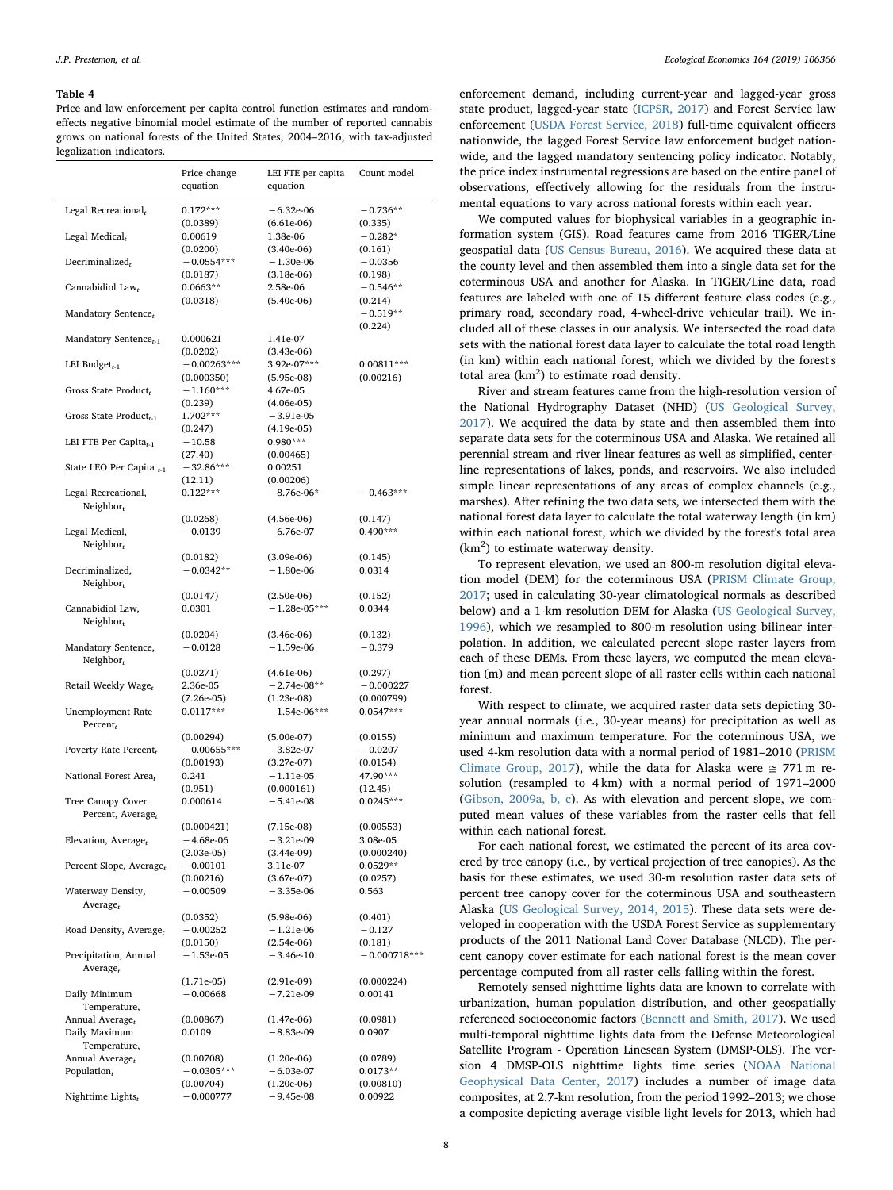**Table 4**

Price and law enforcement per capita control function estimates and random-effects negative binomial model estimate of the number of reported cannabis grows on national forests of the United States, 2004–2016, with tax-adjusted legalization indicators.

| | Price change equation | LEI FTE per capita equation | Count model |
|---|---|---|---|
| Legal Recreational$_t$ | 0.172*** | −6.32e-06 | −0.736** |
| | (0.0389) | (6.61e-06) | (0.335) |
| Legal Medical$_t$ | 0.00619 | 1.38e-06 | −0.282* |
| | (0.0200) | (3.40e-06) | (0.161) |
| Decriminalized$_t$ | −0.0554*** | −1.30e-06 | −0.0356 |
| | (0.0187) | (3.18e-06) | (0.198) |
| Cannabidiol Law$_t$ | 0.0663** | 2.58e-06 | −0.546** |
| | (0.0318) | (5.40e-06) | (0.214) |
| Mandatory Sentence$_t$ | | | −0.519** |
| | | | (0.224) |
| Mandatory Sentence$_{t-1}$ | 0.000621 | 1.41e-07 | |
| | (0.0202) | (3.43e-06) | |
| LEI Budget$_{t-1}$ | −0.00263*** | 3.92e-07*** | 0.00811*** |
| | (0.000350) | (5.95e-08) | (0.00216) |
| Gross State Product$_t$ | −1.160*** | 4.67e-05 | |
| | (0.239) | (4.06e-05) | |
| Gross State Product$_{t-1}$ | 1.702*** | −3.91e-05 | |
| | (0.247) | (4.19e-05) | |
| LEI FTE Per Capita$_{t-1}$ | −10.58 | 0.980*** | |
| | (27.40) | (0.00465) | |
| State LEO Per Capita $_{t-1}$ | −32.86*** | 0.00251 | |
| | (12.11) | (0.00206) | |
| Legal Recreational, Neighbor$_t$ | 0.122*** | −8.76e-06* | −0.463*** |
| | (0.0268) | (4.56e-06) | (0.147) |
| Legal Medical, Neighbor$_t$ | −0.0139 | −6.76e-07 | 0.490*** |
| | (0.0182) | (3.09e-06) | (0.145) |
| Decriminalized, Neighbor$_t$ | −0.0342** | −1.80e-06 | 0.0314 |
| | (0.0147) | (2.50e-06) | (0.152) |
| Cannabidiol Law, Neighbor$_t$ | 0.0301 | −1.28e-05*** | 0.0344 |
| | (0.0204) | (3.46e-06) | (0.132) |
| Mandatory Sentence, Neighbor$_t$ | −0.0128 | −1.59e-06 | −0.379 |
| | (0.0271) | (4.61e-06) | (0.297) |
| Retail Weekly Wage$_t$ | 2.36e-05 | −2.74e-08** | −0.000227 |
| | (7.26e-05) | (1.23e-08) | (0.000799) |
| Unemployment Rate Percent$_t$ | 0.0117*** | −1.54e-06*** | 0.0547*** |
| | (0.00294) | (5.00e-07) | (0.0155) |
| Poverty Rate Percent$_t$ | −0.00655*** | −3.82e-07 | −0.0207 |
| | (0.00193) | (3.27e-07) | (0.0154) |
| National Forest Area$_t$ | 0.241 | −1.11e-05 | 47.90*** |
| | (0.951) | (0.000161) | (12.45) |
| Tree Canopy Cover Percent, Average$_t$ | 0.000614 | −5.41e-08 | 0.0245*** |
| | (0.000421) | (7.15e-08) | (0.00553) |
| Elevation, Average$_t$ | −4.68e-06 | −3.21e-09 | 3.08e-05 |
| | (2.03e-05) | (3.44e-09) | (0.000240) |
| Percent Slope, Average$_t$ | −0.00101 | 3.11e-07 | 0.0529** |
| | (0.00216) | (3.67e-07) | (0.0257) |
| Waterway Density, Average$_t$ | −0.00509 | −3.35e-06 | 0.563 |
| | (0.0352) | (5.98e-06) | (0.401) |
| Road Density, Average$_t$ | −0.00252 | −1.21e-06 | −0.127 |
| | (0.0150) | (2.54e-06) | (0.181) |
| Precipitation, Annual Average$_t$ | −1.53e-05 | −3.46e-10 | −0.000718*** |
| | (1.71e-05) | (2.91e-09) | (0.000224) |
| Daily Minimum Temperature, Annual Average$_t$ | −0.00668 | −7.21e-09 | 0.00141 |
| | (0.00867) | (1.47e-06) | (0.0981) |
| Daily Maximum Temperature, Annual Average$_t$ | 0.0109 | −8.83e-09 | 0.0907 |
| | (0.00708) | (1.20e-06) | (0.0789) |
| Population$_t$ | −0.0305*** | −6.03e-07 | 0.0173** |
| | (0.00704) | (1.20e-06) | (0.00810) |
| Nighttime Lights$_t$ | −0.000777 | −9.45e-08 | 0.00922 |

enforcement demand, including current-year and lagged-year gross state product, lagged-year state (ICPSR, 2017) and Forest Service law enforcement (USDA Forest Service, 2018) full-time equivalent officers nationwide, the lagged Forest Service law enforcement budget nationwide, and the lagged mandatory sentencing policy indicator. Notably, the price index instrumental regressions are based on the entire panel of observations, effectively allowing for the residuals from the instrumental equations to vary across national forests within each year.

We computed values for biophysical variables in a geographic information system (GIS). Road features came from 2016 TIGER/Line geospatial data (US Census Bureau, 2016). We acquired these data at the county level and then assembled them into a single data set for the coterminous USA and another for Alaska. In TIGER/Line data, road features are labeled with one of 15 different feature class codes (e.g., primary road, secondary road, 4-wheel-drive vehicular trail). We included all of these classes in our analysis. We intersected the road data sets with the national forest data layer to calculate the total road length (in km) within each national forest, which we divided by the forest's total area (km$^2$) to estimate road density.

River and stream features came from the high-resolution version of the National Hydrography Dataset (NHD) (US Geological Survey, 2017). We acquired the data by state and then assembled them into separate data sets for the coterminous USA and Alaska. We retained all perennial stream and river linear features as well as simplified, centerline representations of lakes, ponds, and reservoirs. We also included simple linear representations of any areas of complex channels (e.g., marshes). After refining the two data sets, we intersected them with the national forest data layer to calculate the total waterway length (in km) within each national forest, which we divided by the forest's total area (km$^2$) to estimate waterway density.

To represent elevation, we used an 800-m resolution digital elevation model (DEM) for the coterminous USA (PRISM Climate Group, 2017; used in calculating 30-year climatological normals as described below) and a 1-km resolution DEM for Alaska (US Geological Survey, 1996), which we resampled to 800-m resolution using bilinear interpolation. In addition, we calculated percent slope raster layers from each of these DEMs. From these layers, we computed the mean elevation (m) and mean percent slope of all raster cells within each national forest.

With respect to climate, we acquired raster data sets depicting 30-year annual normals (i.e., 30-year means) for precipitation as well as minimum and maximum temperature. For the coterminous USA, we used 4-km resolution data with a normal period of 1981–2010 (PRISM Climate Group, 2017), while the data for Alaska were ≅ 771 m resolution (resampled to 4 km) with a normal period of 1971–2000 (Gibson, 2009a, b, c). As with elevation and percent slope, we computed mean values of these variables from the raster cells that fell within each national forest.

For each national forest, we estimated the percent of its area covered by tree canopy (i.e., by vertical projection of tree canopies). As the basis for these estimates, we used 30-m resolution raster data sets of percent tree canopy cover for the coterminous USA and southeastern Alaska (US Geological Survey, 2014, 2015). These data sets were developed in cooperation with the USDA Forest Service as supplementary products of the 2011 National Land Cover Database (NLCD). The percent canopy cover estimate for each national forest is the mean cover percentage computed from all raster cells falling within the forest.

Remotely sensed nighttime lights data are known to correlate with urbanization, human population distribution, and other geospatially referenced socioeconomic factors (Bennett and Smith, 2017). We used multi-temporal nighttime lights data from the Defense Meteorological Satellite Program - Operation Linescan System (DMSP-OLS). The version 4 DMSP-OLS nighttime lights time series (NOAA National Geophysical Data Center, 2017) includes a number of image data composites, at 2.7-km resolution, from the period 1992–2013; we chose a composite depicting average visible light levels for 2013, which had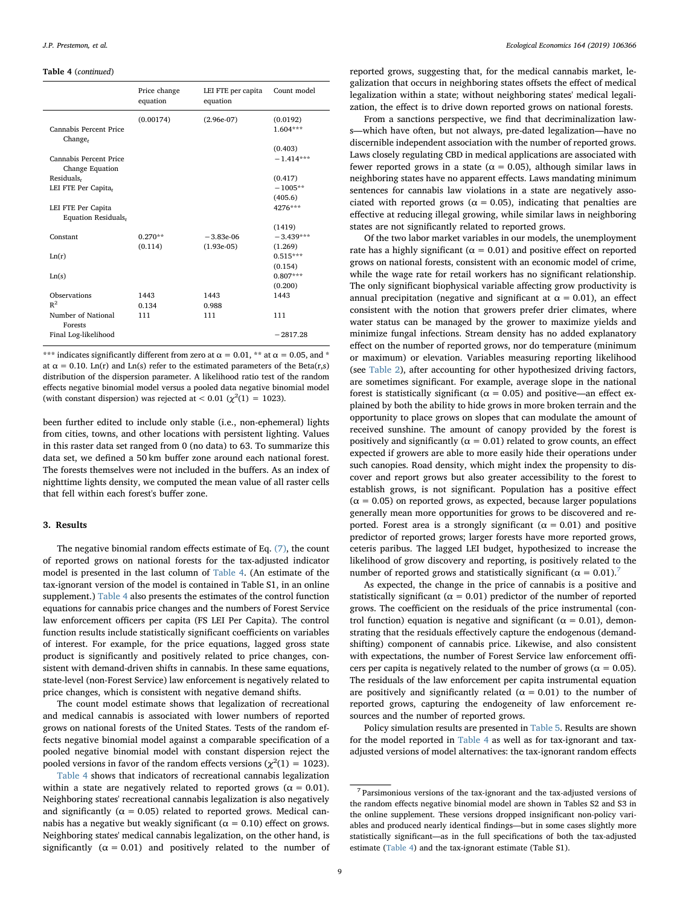**Table 4** (*continued*)

| | Price change equation | LEI FTE per capita equation | Count model |
|---|---|---|---|
| | (0.00174) | (2.96e-07) | (0.0192) |
| Cannabis Percent Price $\text{Change}_t$ | | | 1.604*** |
| | | | (0.403) |
| Cannabis Percent Price Change Equation $\text{Residuals}_t$ | | | −1.414*** |
| | | | (0.417) |
| LEI FTE Per $\text{Capita}_t$ | | | −1005** |
| | | | (405.6) |
| LEI FTE Per Capita Equation $\text{Residuals}_t$ | | | 4276*** |
| | | | (1419) |
| Constant | 0.270** | −3.83e-06 | −3.439*** |
| | (0.114) | (1.93e-05) | (1.269) |
| Ln(r) | | | 0.515*** |
| | | | (0.154) |
| Ln(s) | | | 0.807*** |
| | | | (0.200) |
| Observations | 1443 | 1443 | 1443 |
| $R^2$ | 0.134 | 0.988 | |
| Number of National Forests | 111 | 111 | 111 |
| Final Log-likelihood | | | −2817.28 |

*** indicates significantly different from zero at α = 0.01, ** at α = 0.05, and * at α = 0.10. Ln(r) and Ln(s) refer to the estimated parameters of the Beta(r,s) distribution of the dispersion parameter. A likelihood ratio test of the random effects negative binomial model versus a pooled data negative binomial model (with constant dispersion) was rejected at < 0.01 ($\chi^2(1) = 1023$).

been further edited to include only stable (i.e., non-ephemeral) lights from cities, towns, and other locations with persistent lighting. Values in this raster data set ranged from 0 (no data) to 63. To summarize this data set, we defined a 50 km buffer zone around each national forest. The forests themselves were not included in the buffers. As an index of nighttime lights density, we computed the mean value of all raster cells that fell within each forest's buffer zone.

## 3. Results

The negative binomial random effects estimate of Eq. (7), the count of reported grows on national forests for the tax-adjusted indicator model is presented in the last column of Table 4. (An estimate of the tax-ignorant version of the model is contained in Table S1, in an online supplement.) Table 4 also presents the estimates of the control function equations for cannabis price changes and the numbers of Forest Service law enforcement officers per capita (FS LEI Per Capita). The control function results include statistically significant coefficients on variables of interest. For example, for the price equations, lagged gross state product is significantly and positively related to price changes, consistent with demand-driven shifts in cannabis. In these same equations, state-level (non-Forest Service) law enforcement is negatively related to price changes, which is consistent with negative demand shifts.

The count model estimate shows that legalization of recreational and medical cannabis is associated with lower numbers of reported grows on national forests of the United States. Tests of the random effects negative binomial model against a comparable specification of a pooled negative binomial model with constant dispersion reject the pooled versions in favor of the random effects versions ($\chi^2(1) = 1023$).

Table 4 shows that indicators of recreational cannabis legalization within a state are negatively related to reported grows (α = 0.01). Neighboring states' recreational cannabis legalization is also negatively and significantly (α = 0.05) related to reported grows. Medical cannabis has a negative but weakly significant (α = 0.10) effect on grows. Neighboring states' medical cannabis legalization, on the other hand, is significantly (α = 0.01) and positively related to the number of reported grows, suggesting that, for the medical cannabis market, legalization that occurs in neighboring states offsets the effect of medical legalization within a state; without neighboring states' medical legalization, the effect is to drive down reported grows on national forests.

From a sanctions perspective, we find that decriminalization laws—which have often, but not always, pre-dated legalization—have no discernible independent association with the number of reported grows. Laws closely regulating CBD in medical applications are associated with fewer reported grows in a state (α = 0.05), although similar laws in neighboring states have no apparent effects. Laws mandating minimum sentences for cannabis law violations in a state are negatively associated with reported grows (α = 0.05), indicating that penalties are effective at reducing illegal growing, while similar laws in neighboring states are not significantly related to reported grows.

Of the two labor market variables in our models, the unemployment rate has a highly significant (α = 0.01) and positive effect on reported grows on national forests, consistent with an economic model of crime, while the wage rate for retail workers has no significant relationship. The only significant biophysical variable affecting grow productivity is annual precipitation (negative and significant at α = 0.01), an effect consistent with the notion that growers prefer drier climates, where water status can be managed by the grower to maximize yields and minimize fungal infections. Stream density has no added explanatory effect on the number of reported grows, nor do temperature (minimum or maximum) or elevation. Variables measuring reporting likelihood (see Table 2), after accounting for other hypothesized driving factors, are sometimes significant. For example, average slope in the national forest is statistically significant (α = 0.05) and positive—an effect explained by both the ability to hide grows in more broken terrain and the opportunity to place grows on slopes that can modulate the amount of received sunshine. The amount of canopy provided by the forest is positively and significantly (α = 0.01) related to grow counts, an effect expected if growers are able to more easily hide their operations under such canopies. Road density, which might index the propensity to discover and report grows but also greater accessibility to the forest to establish grows, is not significant. Population has a positive effect (α = 0.05) on reported grows, as expected, because larger populations generally mean more opportunities for grows to be discovered and reported. Forest area is a strongly significant (α = 0.01) and positive predictor of reported grows; larger forests have more reported grows, ceteris paribus. The lagged LEI budget, hypothesized to increase the likelihood of grow discovery and reporting, is positively related to the number of reported grows and statistically significant (α = 0.01).[7]

As expected, the change in the price of cannabis is a positive and statistically significant (α = 0.01) predictor of the number of reported grows. The coefficient on the residuals of the price instrumental (control function) equation is negative and significant (α = 0.01), demonstrating that the residuals effectively capture the endogenous (demand-shifting) component of cannabis price. Likewise, and also consistent with expectations, the number of Forest Service law enforcement officers per capita is negatively related to the number of grows (α = 0.05). The residuals of the law enforcement per capita instrumental equation are positively and significantly related (α = 0.01) to the number of reported grows, capturing the endogeneity of law enforcement resources and the number of reported grows.

Policy simulation results are presented in Table 5. Results are shown for the model reported in Table 4 as well as for tax-ignorant and tax-adjusted versions of model alternatives: the tax-ignorant random effects

[7] Parsimonious versions of the tax-ignorant and the tax-adjusted versions of the random effects negative binomial model are shown in Tables S2 and S3 in the online supplement. These versions dropped insignificant non-policy variables and produced nearly identical findings—but in some cases slightly more statistically significant—as in the full specifications of both the tax-adjusted estimate (Table 4) and the tax-ignorant estimate (Table S1).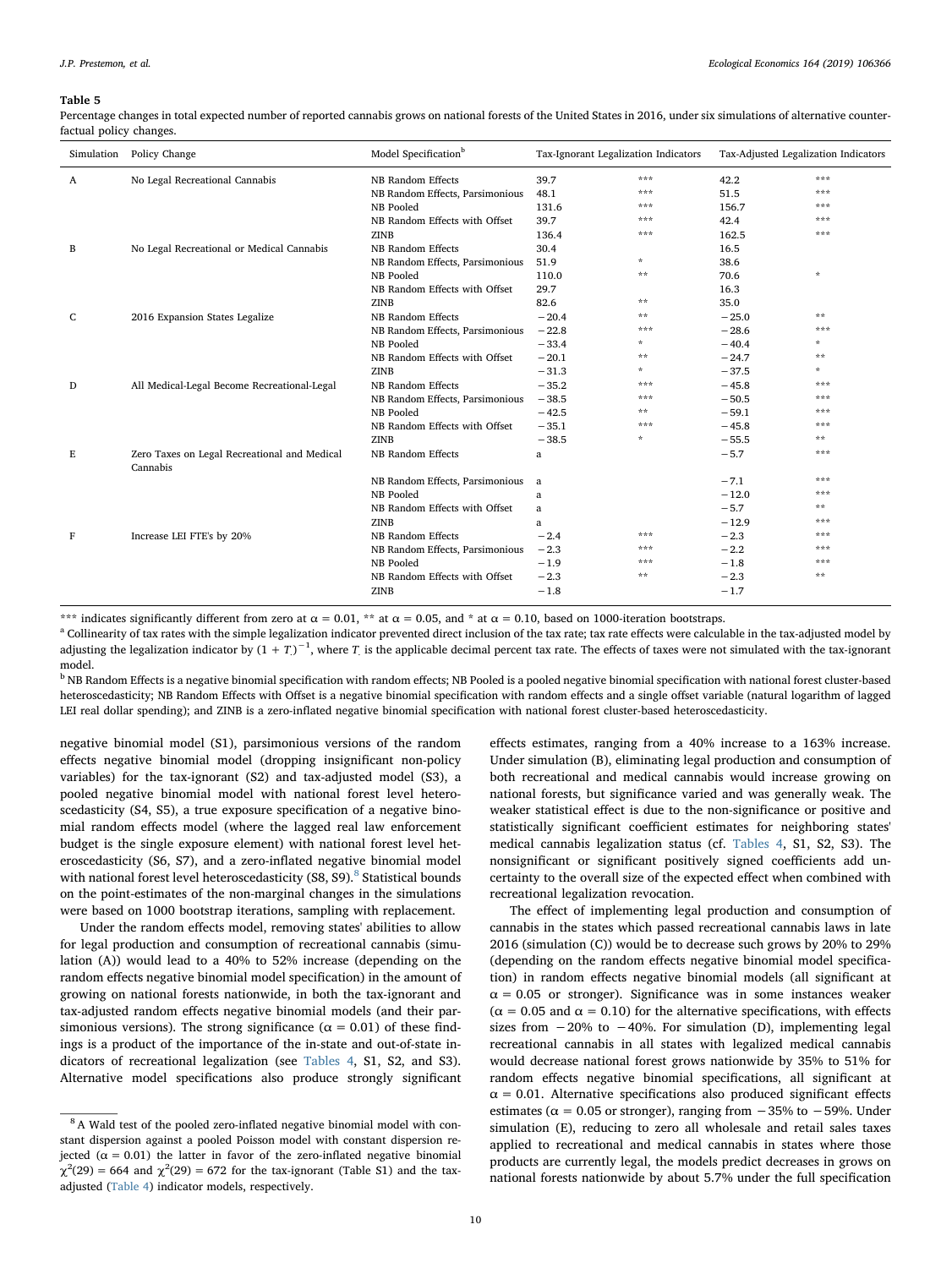**Table 5**

Percentage changes in total expected number of reported cannabis grows on national forests of the United States in 2016, under six simulations of alternative counterfactual policy changes.

| Simulation | Policy Change | Model Specification[b] | Tax-Ignorant Legalization Indicators | | Tax-Adjusted Legalization Indicators | |
|---|---|---|---|---|---|---|
| A | No Legal Recreational Cannabis | NB Random Effects | 39.7 | *** | 42.2 | *** |
| | | NB Random Effects, Parsimonious | 48.1 | *** | 51.5 | *** |
| | | NB Pooled | 131.6 | *** | 156.7 | *** |
| | | NB Random Effects with Offset | 39.7 | *** | 42.4 | *** |
| | | ZINB | 136.4 | *** | 162.5 | *** |
| B | No Legal Recreational or Medical Cannabis | NB Random Effects | 30.4 | | 16.5 | |
| | | NB Random Effects, Parsimonious | 51.9 | * | 38.6 | |
| | | NB Pooled | 110.0 | ** | 70.6 | * |
| | | NB Random Effects with Offset | 29.7 | | 16.3 | |
| | | ZINB | 82.6 | ** | 35.0 | |
| C | 2016 Expansion States Legalize | NB Random Effects | −20.4 | ** | −25.0 | ** |
| | | NB Random Effects, Parsimonious | −22.8 | *** | −28.6 | *** |
| | | NB Pooled | −33.4 | * | −40.4 | * |
| | | NB Random Effects with Offset | −20.1 | ** | −24.7 | ** |
| | | ZINB | −31.3 | * | −37.5 | * |
| D | All Medical-Legal Become Recreational-Legal | NB Random Effects | −35.2 | *** | −45.8 | *** |
| | | NB Random Effects, Parsimonious | −38.5 | *** | −50.5 | *** |
| | | NB Pooled | −42.5 | ** | −59.1 | *** |
| | | NB Random Effects with Offset | −35.1 | *** | −45.8 | *** |
| | | ZINB | −38.5 | * | −55.5 | ** |
| E | Zero Taxes on Legal Recreational and Medical Cannabis | NB Random Effects | a | | −5.7 | *** |
| | | NB Random Effects, Parsimonious | a | | −7.1 | *** |
| | | NB Pooled | a | | −12.0 | *** |
| | | NB Random Effects with Offset | a | | −5.7 | ** |
| | | ZINB | a | | −12.9 | *** |
| F | Increase LEI FTE's by 20% | NB Random Effects | −2.4 | *** | −2.3 | *** |
| | | NB Random Effects, Parsimonious | −2.3 | *** | −2.2 | *** |
| | | NB Pooled | −1.9 | *** | −1.8 | *** |
| | | NB Random Effects with Offset | −2.3 | ** | −2.3 | ** |
| | | ZINB | −1.8 | | −1.7 | |

*** indicates significantly different from zero at α = 0.01, ** at α = 0.05, and * at α = 0.10, based on 1000-iteration bootstraps.

[a] Collinearity of tax rates with the simple legalization indicator prevented direct inclusion of the tax rate; tax rate effects were calculable in the tax-adjusted model by adjusting the legalization indicator by $(1 + T_.)^{-1}$, where $T_.$ is the applicable decimal percent tax rate. The effects of taxes were not simulated with the tax-ignorant model.

[b] NB Random Effects is a negative binomial specification with random effects; NB Pooled is a pooled negative binomial specification with national forest cluster-based heteroscedasticity; NB Random Effects with Offset is a negative binomial specification with random effects and a single offset variable (natural logarithm of lagged LEI real dollar spending); and ZINB is a zero-inflated negative binomial specification with national forest cluster-based heteroscedasticity.

negative binomial model (S1), parsimonious versions of the random effects negative binomial model (dropping insignificant non-policy variables) for the tax-ignorant (S2) and tax-adjusted model (S3), a pooled negative binomial model with national forest level heteroscedasticity (S4, S5), a true exposure specification of a negative binomial random effects model (where the lagged real law enforcement budget is the single exposure element) with national forest level heteroscedasticity (S6, S7), and a zero-inflated negative binomial model with national forest level heteroscedasticity (S8, S9).[8] Statistical bounds on the point-estimates of the non-marginal changes in the simulations were based on 1000 bootstrap iterations, sampling with replacement.

Under the random effects model, removing states' abilities to allow for legal production and consumption of recreational cannabis (simulation (A)) would lead to a 40% to 52% increase (depending on the random effects negative binomial model specification) in the amount of growing on national forests nationwide, in both the tax-ignorant and tax-adjusted random effects negative binomial models (and their parsimonious versions). The strong significance (α = 0.01) of these findings is a product of the importance of the in-state and out-of-state indicators of recreational legalization (see Tables 4, S1, S2, and S3). Alternative model specifications also produce strongly significant effects estimates, ranging from a 40% increase to a 163% increase. Under simulation (B), eliminating legal production and consumption of both recreational and medical cannabis would increase growing on national forests, but significance varied and was generally weak. The weaker statistical effect is due to the non-significance or positive and statistically significant coefficient estimates for neighboring states' medical cannabis legalization status (cf. Tables 4, S1, S2, S3). The nonsignificant or significant positively signed coefficients add uncertainty to the overall size of the expected effect when combined with recreational legalization revocation.

The effect of implementing legal production and consumption of cannabis in the states which passed recreational cannabis laws in late 2016 (simulation (C)) would be to decrease such grows by 20% to 29% (depending on the random effects negative binomial model specification) in random effects negative binomial models (all significant at α = 0.05 or stronger). Significance was in some instances weaker (α = 0.05 and α = 0.10) for the alternative specifications, with effects sizes from −20% to −40%. For simulation (D), implementing legal recreational cannabis in all states with legalized medical cannabis would decrease national forest grows nationwide by 35% to 51% for random effects negative binomial specifications, all significant at α = 0.01. Alternative specifications also produced significant effects estimates (α = 0.05 or stronger), ranging from −35% to −59%. Under simulation (E), reducing to zero all wholesale and retail sales taxes applied to recreational and medical cannabis in states where those products are currently legal, the models predict decreases in grows on national forests nationwide by about 5.7% under the full specification

[8] A Wald test of the pooled zero-inflated negative binomial model with constant dispersion against a pooled Poisson model with constant dispersion rejected (α = 0.01) the latter in favor of the zero-inflated negative binomial $\chi^2(29) = 664$ and $\chi^2(29) = 672$ for the tax-ignorant (Table S1) and the tax-adjusted (Table 4) indicator models, respectively.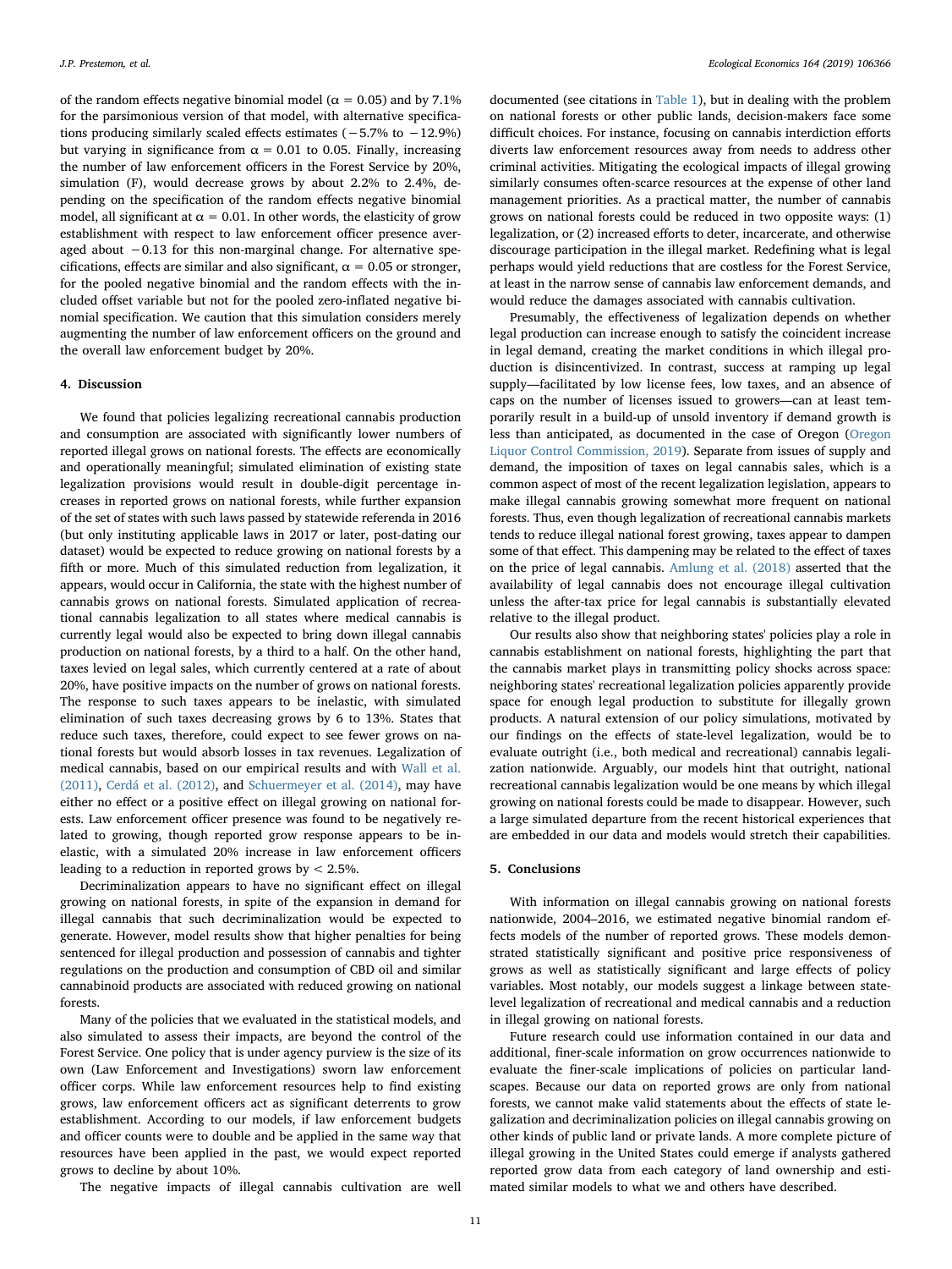of the random effects negative binomial model (α = 0.05) and by 7.1% for the parsimonious version of that model, with alternative specifications producing similarly scaled effects estimates (−5.7% to −12.9%) but varying in significance from α = 0.01 to 0.05. Finally, increasing the number of law enforcement officers in the Forest Service by 20%, simulation (F), would decrease grows by about 2.2% to 2.4%, depending on the specification of the random effects negative binomial model, all significant at α = 0.01. In other words, the elasticity of grow establishment with respect to law enforcement officer presence averaged about −0.13 for this non-marginal change. For alternative specifications, effects are similar and also significant, α = 0.05 or stronger, for the pooled negative binomial and the random effects with the included offset variable but not for the pooled zero-inflated negative binomial specification. We caution that this simulation considers merely augmenting the number of law enforcement officers on the ground and the overall law enforcement budget by 20%.

## 4. Discussion

We found that policies legalizing recreational cannabis production and consumption are associated with significantly lower numbers of reported illegal grows on national forests. The effects are economically and operationally meaningful; simulated elimination of existing state legalization provisions would result in double-digit percentage increases in reported grows on national forests, while further expansion of the set of states with such laws passed by statewide referenda in 2016 (but only instituting applicable laws in 2017 or later, post-dating our dataset) would be expected to reduce growing on national forests by a fifth or more. Much of this simulated reduction from legalization, it appears, would occur in California, the state with the highest number of cannabis grows on national forests. Simulated application of recreational cannabis legalization to all states where medical cannabis is currently legal would also be expected to bring down illegal cannabis production on national forests, by a third to a half. On the other hand, taxes levied on legal sales, which currently centered at a rate of about 20%, have positive impacts on the number of grows on national forests. The response to such taxes appears to be inelastic, with simulated elimination of such taxes decreasing grows by 6 to 13%. States that reduce such taxes, therefore, could expect to see fewer grows on national forests but would absorb losses in tax revenues. Legalization of medical cannabis, based on our empirical results and with Wall et al. (2011), Cerdá et al. (2012), and Schuermeyer et al. (2014), may have either no effect or a positive effect on illegal growing on national forests. Law enforcement officer presence was found to be negatively related to growing, though reported grow response appears to be inelastic, with a simulated 20% increase in law enforcement officers leading to a reduction in reported grows by < 2.5%.

Decriminalization appears to have no significant effect on illegal growing on national forests, in spite of the expansion in demand for illegal cannabis that such decriminalization would be expected to generate. However, model results show that higher penalties for being sentenced for illegal production and possession of cannabis and tighter regulations on the production and consumption of CBD oil and similar cannabinoid products are associated with reduced growing on national forests.

Many of the policies that we evaluated in the statistical models, and also simulated to assess their impacts, are beyond the control of the Forest Service. One policy that is under agency purview is the size of its own (Law Enforcement and Investigations) sworn law enforcement officer corps. While law enforcement resources help to find existing grows, law enforcement officers act as significant deterrents to grow establishment. According to our models, if law enforcement budgets and officer counts were to double and be applied in the same way that resources have been applied in the past, we would expect reported grows to decline by about 10%.

The negative impacts of illegal cannabis cultivation are well documented (see citations in Table 1), but in dealing with the problem on national forests or other public lands, decision-makers face some difficult choices. For instance, focusing on cannabis interdiction efforts diverts law enforcement resources away from needs to address other criminal activities. Mitigating the ecological impacts of illegal growing similarly consumes often-scarce resources at the expense of other land management priorities. As a practical matter, the number of cannabis grows on national forests could be reduced in two opposite ways: (1) legalization, or (2) increased efforts to deter, incarcerate, and otherwise discourage participation in the illegal market. Redefining what is legal perhaps would yield reductions that are costless for the Forest Service, at least in the narrow sense of cannabis law enforcement demands, and would reduce the damages associated with cannabis cultivation.

Presumably, the effectiveness of legalization depends on whether legal production can increase enough to satisfy the coincident increase in legal demand, creating the market conditions in which illegal production is disincentivized. In contrast, success at ramping up legal supply—facilitated by low license fees, low taxes, and an absence of caps on the number of licenses issued to growers—can at least temporarily result in a build-up of unsold inventory if demand growth is less than anticipated, as documented in the case of Oregon (Oregon Liquor Control Commission, 2019). Separate from issues of supply and demand, the imposition of taxes on legal cannabis sales, which is a common aspect of most of the recent legalization legislation, appears to make illegal cannabis growing somewhat more frequent on national forests. Thus, even though legalization of recreational cannabis markets tends to reduce illegal national forest growing, taxes appear to dampen some of that effect. This dampening may be related to the effect of taxes on the price of legal cannabis. Amlung et al. (2018) asserted that the availability of legal cannabis does not encourage illegal cultivation unless the after-tax price for legal cannabis is substantially elevated relative to the illegal product.

Our results also show that neighboring states' policies play a role in cannabis establishment on national forests, highlighting the part that the cannabis market plays in transmitting policy shocks across space: neighboring states' recreational legalization policies apparently provide space for enough legal production to substitute for illegally grown products. A natural extension of our policy simulations, motivated by our findings on the effects of state-level legalization, would be to evaluate outright (i.e., both medical and recreational) cannabis legalization nationwide. Arguably, our models hint that outright, national recreational cannabis legalization would be one means by which illegal growing on national forests could be made to disappear. However, such a large simulated departure from the recent historical experiences that are embedded in our data and models would stretch their capabilities.

## 5. Conclusions

With information on illegal cannabis growing on national forests nationwide, 2004–2016, we estimated negative binomial random effects models of the number of reported grows. These models demonstrated statistically significant and positive price responsiveness of grows as well as statistically significant and large effects of policy variables. Most notably, our models suggest a linkage between state-level legalization of recreational and medical cannabis and a reduction in illegal growing on national forests.

Future research could use information contained in our data and additional, finer-scale information on grow occurrences nationwide to evaluate the finer-scale implications of policies on particular landscapes. Because our data on reported grows are only from national forests, we cannot make valid statements about the effects of state legalization and decriminalization policies on illegal cannabis growing on other kinds of public land or private lands. A more complete picture of illegal growing in the United States could emerge if analysts gathered reported grow data from each category of land ownership and estimated similar models to what we and others have described.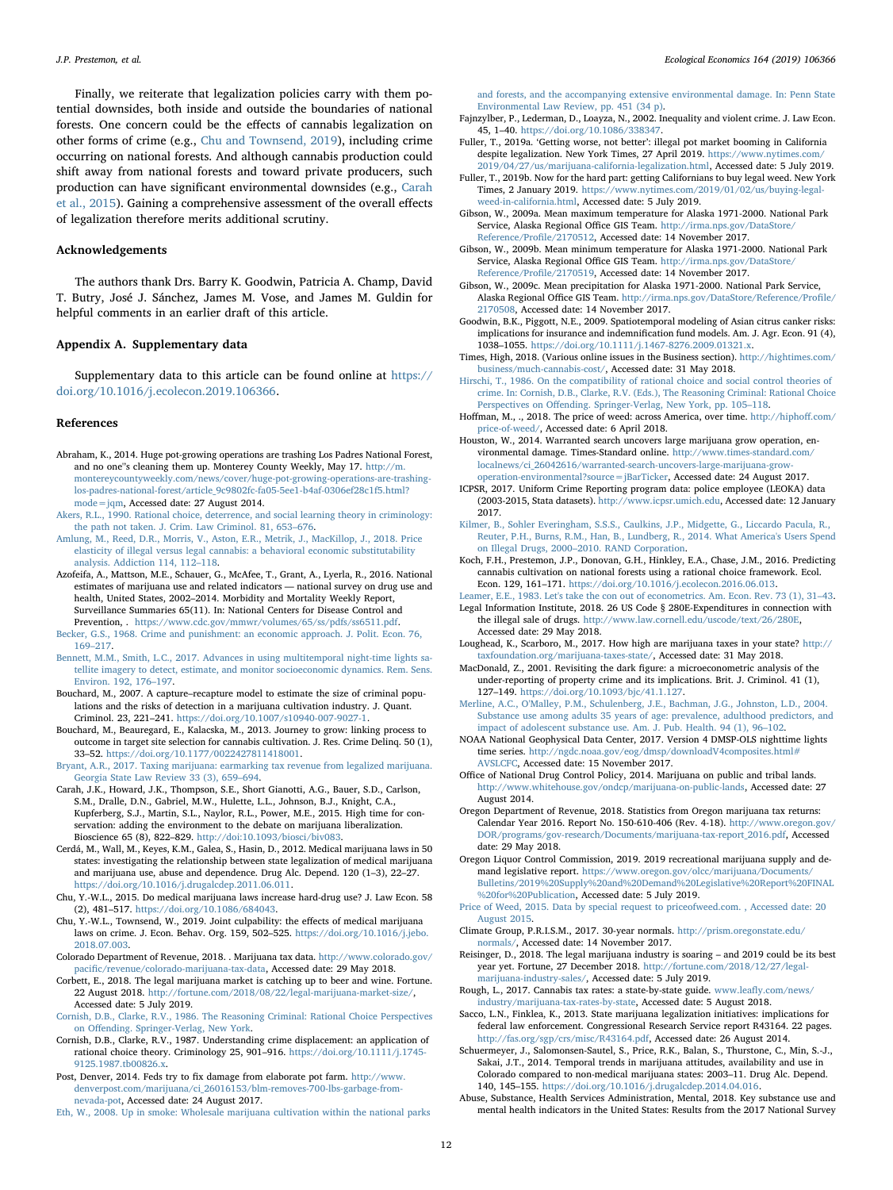Finally, we reiterate that legalization policies carry with them potential downsides, both inside and outside the boundaries of national forests. One concern could be the effects of cannabis legalization on other forms of crime (e.g., Chu and Townsend, 2019), including crime occurring on national forests. And although cannabis production could shift away from national forests and toward private producers, such production can have significant environmental downsides (e.g., Carah et al., 2015). Gaining a comprehensive assessment of the overall effects of legalization therefore merits additional scrutiny.

## Acknowledgements

The authors thank Drs. Barry K. Goodwin, Patricia A. Champ, David T. Butry, José J. Sánchez, James M. Vose, and James M. Guldin for helpful comments in an earlier draft of this article.

## Appendix A. Supplementary data

Supplementary data to this article can be found online at https://doi.org/10.1016/j.ecolecon.2019.106366.

## References

Abraham, K., 2014. Huge pot-growing operations are trashing Los Padres National Forest, and no one''s cleaning them up. Monterey County Weekly, May 17. http://m.montereycountyweekly.com/news/cover/huge-pot-growing-operations-are-trashing-los-padres-national-forest/article_9c9802fc-fa05-5ee1-b4af-0306ef28c1f5.html?mode=jqm, Accessed date: 27 August 2014.

Akers, R.L., 1990. Rational choice, deterrence, and social learning theory in criminology: the path not taken. J. Crim. Law Criminol. 81, 653–676.

Amlung, M., Reed, D.R., Morris, V., Aston, E.R., Metrik, J., MacKillop, J., 2018. Price elasticity of illegal versus legal cannabis: a behavioral economic substitutability analysis. Addiction 114, 112–118.

Azofeifa, A., Mattson, M.E., Schauer, G., McAfee, T., Grant, A., Lyerla, R., 2016. National estimates of marijuana use and related indicators — national survey on drug use and health, United States, 2002–2014. Morbidity and Mortality Weekly Report, Surveillance Summaries 65(11). In: National Centers for Disease Control and Prevention, . https://www.cdc.gov/mmwr/volumes/65/ss/pdfs/ss6511.pdf.

Becker, G.S., 1968. Crime and punishment: an economic approach. J. Polit. Econ. 76, 169–217.

Bennett, M.M., Smith, L.C., 2017. Advances in using multitemporal night-time lights satellite imagery to detect, estimate, and monitor socioeconomic dynamics. Rem. Sens. Environ. 192, 176–197.

Bouchard, M., 2007. A capture–recapture model to estimate the size of criminal populations and the risks of detection in a marijuana cultivation industry. J. Quant. Criminol. 23, 221–241. https://doi.org/10.1007/s10940-007-9027-1.

Bouchard, M., Beauregard, E., Kalacska, M., 2013. Journey to grow: linking process to outcome in target site selection for cannabis cultivation. J. Res. Crime Delinq. 50 (1), 33–52. https://doi.org/10.1177/0022427811418001.

Bryant, A.R., 2017. Taxing marijuana: earmarking tax revenue from legalized marijuana. Georgia State Law Review 33 (3), 659–694.

Carah, J.K., Howard, J.K., Thompson, S.E., Short Gianotti, A.G., Bauer, S.D., Carlson, S.M., Dralle, D.N., Gabriel, M.W., Hulette, L.L., Johnson, B.J., Knight, C.A., Kupferberg, S.J., Martin, S.L., Naylor, R.L., Power, M.E., 2015. High time for conservation: adding the environment to the debate on marijuana liberalization. Bioscience 65 (8), 822–829. http://doi:10.1093/biosci/biv083.

Cerdá, M., Wall, M., Keyes, K.M., Galea, S., Hasin, D., 2012. Medical marijuana laws in 50 states: investigating the relationship between state legalization of medical marijuana and marijuana use, abuse and dependence. Drug Alc. Depend. 120 (1–3), 22–27. https://doi.org/10.1016/j.drugalcdep.2011.06.011.

Chu, Y.-W.L., 2015. Do medical marijuana laws increase hard-drug use? J. Law Econ. 58 (2), 481–517. https://doi.org/10.1086/684043.

Chu, Y.-W.L., Townsend, W., 2019. Joint culpability: the effects of medical marijuana laws on crime. J. Econ. Behav. Org. 159, 502–525. https://doi.org/10.1016/j.jebo.2018.07.003.

Colorado Department of Revenue, 2018. . Marijuana tax data. http://www.colorado.gov/pacific/revenue/colorado-marijuana-tax-data, Accessed date: 29 May 2018.

Corbett, E., 2018. The legal marijuana market is catching up to beer and wine. Fortune. 22 August 2018. http://fortune.com/2018/08/22/legal-marijuana-market-size/, Accessed date: 5 July 2019.

Cornish, D.B., Clarke, R.V., 1986. The Reasoning Criminal: Rational Choice Perspectives on Offending. Springer-Verlag, New York.

Cornish, D.B., Clarke, R.V., 1987. Understanding crime displacement: an application of rational choice theory. Criminology 25, 901–916. https://doi.org/10.1111/j.1745-9125.1987.tb00826.x.

Post, Denver, 2014. Feds try to fix damage from elaborate pot farm. http://www.denverpost.com/marijuana/ci_26016153/blm-removes-700-lbs-garbage-from-nevada-pot, Accessed date: 24 August 2017.

Eth, W., 2008. Up in smoke: Wholesale marijuana cultivation within the national parks and forests, and the accompanying extensive environmental damage. In: Penn State Environmental Law Review, pp. 451 (34 p).

Fajnzylber, P., Lederman, D., Loayza, N., 2002. Inequality and violent crime. J. Law Econ. 45, 1–40. https://doi.org/10.1086/338347.

Fuller, T., 2019a. 'Getting worse, not better': illegal pot market booming in California despite legalization. New York Times, 27 April 2019. https://www.nytimes.com/2019/04/27/us/marijuana-california-legalization.html, Accessed date: 5 July 2019.

Fuller, T., 2019b. Now for the hard part: getting Californians to buy legal weed. New York Times, 2 January 2019. https://www.nytimes.com/2019/01/02/us/buying-legal-weed-in-california.html, Accessed date: 5 July 2019.

Gibson, W., 2009a. Mean maximum temperature for Alaska 1971-2000. National Park Service, Alaska Regional Office GIS Team. http://irma.nps.gov/DataStore/Reference/Profile/2170512, Accessed date: 14 November 2017.

Gibson, W., 2009b. Mean minimum temperature for Alaska 1971-2000. National Park Service, Alaska Regional Office GIS Team. http://irma.nps.gov/DataStore/Reference/Profile/2170519, Accessed date: 14 November 2017.

Gibson, W., 2009c. Mean precipitation for Alaska 1971-2000. National Park Service, Alaska Regional Office GIS Team. http://irma.nps.gov/DataStore/Reference/Profile/2170508, Accessed date: 14 November 2017.

Goodwin, B.K., Piggott, N.E., 2009. Spatiotemporal modeling of Asian citrus canker risks: implications for insurance and indemnification fund models. Am. J. Agr. Econ. 91 (4), 1038–1055. https://doi.org/10.1111/j.1467-8276.2009.01321.x.

Times, High, 2018. (Various online issues in the Business section). http://hightimes.com/business/much-cannabis-cost/, Accessed date: 31 May 2018.

Hirschi, T., 1986. On the compatibility of rational choice and social control theories of crime. In: Cornish, D.B., Clarke, R.V. (Eds.), The Reasoning Criminal: Rational Choice Perspectives on Offending. Springer-Verlag, New York, pp. 105–118.

Hoffman, M., ., 2018. The price of weed: across America, over time. http://hiphoff.com/price-of-weed/, Accessed date: 6 April 2018.

Houston, W., 2014. Warranted search uncovers large marijuana grow operation, environmental damage. Times-Standard online. http://www.times-standard.com/localnews/ci_26042616/warranted-search-uncovers-large-marijuana-grow-operation-environmental?source=jBarTicker, Accessed date: 24 August 2017.

ICPSR, 2017. Uniform Crime Reporting program data: police employee (LEOKA) data (2003-2015, Stata datasets). http://www.icpsr.umich.edu, Accessed date: 12 January 2017.

Kilmer, B., Sohler Everingham, S.S.S., Caulkins, J.P., Midgette, G., Liccardo Pacula, R., Reuter, P.H., Burns, R.M., Han, B., Lundberg, R., 2014. What America's Users Spend on Illegal Drugs, 2000–2010. RAND Corporation.

Koch, F.H., Prestemon, J.P., Donovan, G.H., Hinkley, E.A., Chase, J.M., 2016. Predicting cannabis cultivation on national forests using a rational choice framework. Ecol. Econ. 129, 161–171. https://doi.org/10.1016/j.ecolecon.2016.06.013.

Leamer, E.E., 1983. Let's take the con out of econometrics. Am. Econ. Rev. 73 (1), 31–43.

Legal Information Institute, 2018. 26 US Code § 280E-Expenditures in connection with the illegal sale of drugs. http://www.law.cornell.edu/uscode/text/26/280E, Accessed date: 29 May 2018.

Loughead, K., Scarboro, M., 2017. How high are marijuana taxes in your state? http://taxfoundation.org/marijuana-taxes-state/, Accessed date: 31 May 2018.

MacDonald, Z., 2001. Revisiting the dark figure: a microeconometric analysis of the under-reporting of property crime and its implications. Brit. J. Criminol. 41 (1), 127–149. https://doi.org/10.1093/bjc/41.1.127.

Merline, A.C., O'Malley, P.M., Schulenberg, J.E., Bachman, J.G., Johnston, L.D., 2004. Substance use among adults 35 years of age: prevalence, adulthood predictors, and impact of adolescent substance use. Am. J. Pub. Health. 94 (1), 96–102.

NOAA National Geophysical Data Center, 2017. Version 4 DMSP-OLS nighttime lights time series. http://ngdc.noaa.gov/eog/dmsp/downloadV4composites.html#AVSLCFC, Accessed date: 15 November 2017.

Office of National Drug Control Policy, 2014. Marijuana on public and tribal lands. http://www.whitehouse.gov/ondcp/marijuana-on-public-lands, Accessed date: 27 August 2014.

Oregon Department of Revenue, 2018. Statistics from Oregon marijuana tax returns: Calendar Year 2016. Report No. 150-610-406 (Rev. 4-18). http://www.oregon.gov/DOR/programs/gov-research/Documents/marijuana-tax-report_2016.pdf, Accessed date: 29 May 2018.

Oregon Liquor Control Commission, 2019. 2019 recreational marijuana supply and demand legislative report. https://www.oregon.gov/olcc/marijuana/Documents/Bulletins/2019%20Supply%20and%20Demand%20Legislative%20Report%20FINAL%20for%20Publication, Accessed date: 5 July 2019.

Price of Weed, 2015. Data by special request to priceofweed.com. , Accessed date: 20 August 2015.

Climate Group, P.R.I.S.M., 2017. 30-year normals. http://prism.oregonstate.edu/normals/, Accessed date: 14 November 2017.

Reisinger, D., 2018. The legal marijuana industry is soaring – and 2019 could be its best year yet. Fortune, 27 December 2018. http://fortune.com/2018/12/27/legal-marijuana-industry-sales/, Accessed date: 5 July 2019.

Rough, L., 2017. Cannabis tax rates: a state-by-state guide. www.leafly.com/news/industry/marijuana-tax-rates-by-state, Accessed date: 5 August 2018.

Sacco, L.N., Finklea, K., 2013. State marijuana legalization initiatives: implications for federal law enforcement. Congressional Research Service report R43164. 22 pages. http://fas.org/sgp/crs/misc/R43164.pdf, Accessed date: 26 August 2014.

Schuermeyer, J., Salomonsen-Sautel, S., Price, R.K., Balan, S., Thurstone, C., Min, S.-J., Sakai, J.T., 2014. Temporal trends in marijuana attitudes, availability and use in Colorado compared to non-medical marijuana states: 2003–11. Drug Alc. Depend. 140, 145–155. https://doi.org/10.1016/j.drugalcdep.2014.04.016.

Abuse, Substance, Health Services Administration, Mental, 2018. Key substance use and mental health indicators in the United States: Results from the 2017 National Survey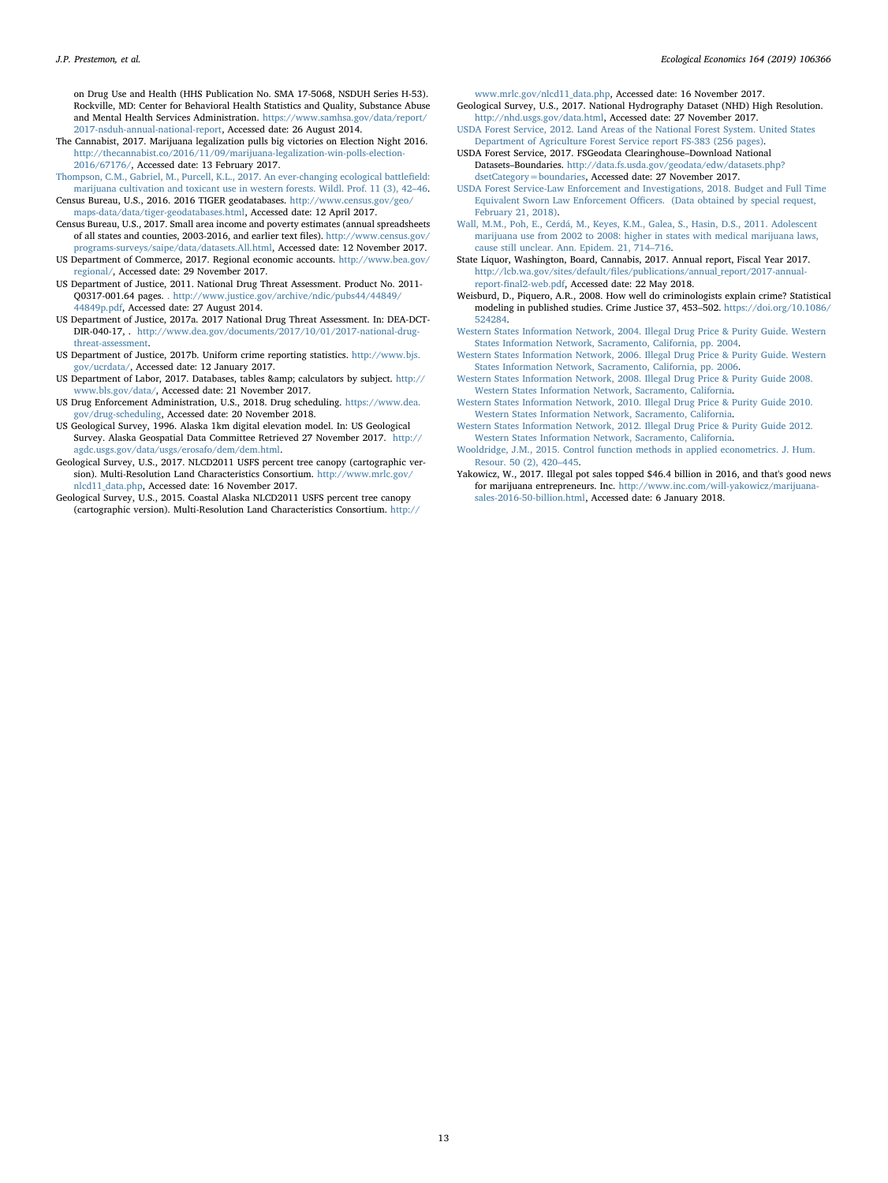on Drug Use and Health (HHS Publication No. SMA 17-5068, NSDUH Series H-53). Rockville, MD: Center for Behavioral Health Statistics and Quality, Substance Abuse and Mental Health Services Administration. https://www.samhsa.gov/data/report/2017-nsduh-annual-national-report, Accessed date: 26 August 2014.

The Cannabist, 2017. Marijuana legalization pulls big victories on Election Night 2016. http://thecannabist.co/2016/11/09/marijuana-legalization-win-polls-election-2016/67176/, Accessed date: 13 February 2017.

Thompson, C.M., Gabriel, M., Purcell, K.L., 2017. An ever-changing ecological battlefield: marijuana cultivation and toxicant use in western forests. Wildl. Prof. 11 (3), 42–46.

Census Bureau, U.S., 2016. 2016 TIGER geodatabases. http://www.census.gov/geo/maps-data/data/tiger-geodatabases.html, Accessed date: 12 April 2017.

Census Bureau, U.S., 2017. Small area income and poverty estimates (annual spreadsheets of all states and counties, 2003-2016, and earlier text files). http://www.census.gov/programs-surveys/saipe/data/datasets.All.html, Accessed date: 12 November 2017.

US Department of Commerce, 2017. Regional economic accounts. http://www.bea.gov/regional/, Accessed date: 29 November 2017.

US Department of Justice, 2011. National Drug Threat Assessment. Product No. 2011-Q0317-001.64 pages. . http://www.justice.gov/archive/ndic/pubs44/44849/44849p.pdf, Accessed date: 27 August 2014.

US Department of Justice, 2017a. 2017 National Drug Threat Assessment. In: DEA-DCT-DIR-040-17, . http://www.dea.gov/documents/2017/10/01/2017-national-drug-threat-assessment.

US Department of Justice, 2017b. Uniform crime reporting statistics. http://www.bjs.gov/ucrdata/, Accessed date: 12 January 2017.

US Department of Labor, 2017. Databases, tables &amp; calculators by subject. http://www.bls.gov/data/, Accessed date: 21 November 2017.

US Drug Enforcement Administration, U.S., 2018. Drug scheduling. https://www.dea.gov/drug-scheduling, Accessed date: 20 November 2018.

US Geological Survey, 1996. Alaska 1km digital elevation model. In: US Geological Survey. Alaska Geospatial Data Committee Retrieved 27 November 2017. http://agdc.usgs.gov/data/usgs/erosafo/dem/dem.html.

Geological Survey, U.S., 2017. NLCD2011 USFS percent tree canopy (cartographic version). Multi-Resolution Land Characteristics Consortium. http://www.mrlc.gov/nlcd11_data.php, Accessed date: 16 November 2017.

Geological Survey, U.S., 2015. Coastal Alaska NLCD2011 USFS percent tree canopy (cartographic version). Multi-Resolution Land Characteristics Consortium. http://www.mrlc.gov/nlcd11_data.php, Accessed date: 16 November 2017.

Geological Survey, U.S., 2017. National Hydrography Dataset (NHD) High Resolution. http://nhd.usgs.gov/data.html, Accessed date: 27 November 2017.

USDA Forest Service, 2012. Land Areas of the National Forest System. United States Department of Agriculture Forest Service report FS-383 (256 pages).

USDA Forest Service, 2017. FSGeodata Clearinghouse–Download National Datasets–Boundaries. http://data.fs.usda.gov/geodata/edw/datasets.php?dsetCategory=boundaries, Accessed date: 27 November 2017.

USDA Forest Service-Law Enforcement and Investigations, 2018. Budget and Full Time Equivalent Sworn Law Enforcement Officers. (Data obtained by special request, February 21, 2018).

Wall, M.M., Poh, E., Cerdá, M., Keyes, K.M., Galea, S., Hasin, D.S., 2011. Adolescent marijuana use from 2002 to 2008: higher in states with medical marijuana laws, cause still unclear. Ann. Epidem. 21, 714–716.

State Liquor, Washington, Board, Cannabis, 2017. Annual report, Fiscal Year 2017. http://lcb.wa.gov/sites/default/files/publications/annual_report/2017-annual-report-final2-web.pdf, Accessed date: 22 May 2018.

Weisburd, D., Piquero, A.R., 2008. How well do criminologists explain crime? Statistical modeling in published studies. Crime Justice 37, 453–502. https://doi.org/10.1086/524284.

Western States Information Network, 2004. Illegal Drug Price & Purity Guide. Western States Information Network, Sacramento, California, pp. 2004.

Western States Information Network, 2006. Illegal Drug Price & Purity Guide. Western States Information Network, Sacramento, California, pp. 2006.

Western States Information Network, 2008. Illegal Drug Price & Purity Guide 2008. Western States Information Network, Sacramento, California.

Western States Information Network, 2010. Illegal Drug Price & Purity Guide 2010. Western States Information Network, Sacramento, California.

Western States Information Network, 2012. Illegal Drug Price & Purity Guide 2012. Western States Information Network, Sacramento, California.

Wooldridge, J.M., 2015. Control function methods in applied econometrics. J. Hum. Resour. 50 (2), 420–445.

Yakowicz, W., 2017. Illegal pot sales topped $46.4 billion in 2016, and that's good news for marijuana entrepreneurs. Inc. http://www.inc.com/will-yakowicz/marijuana-sales-2016-50-billion.html, Accessed date: 6 January 2018.